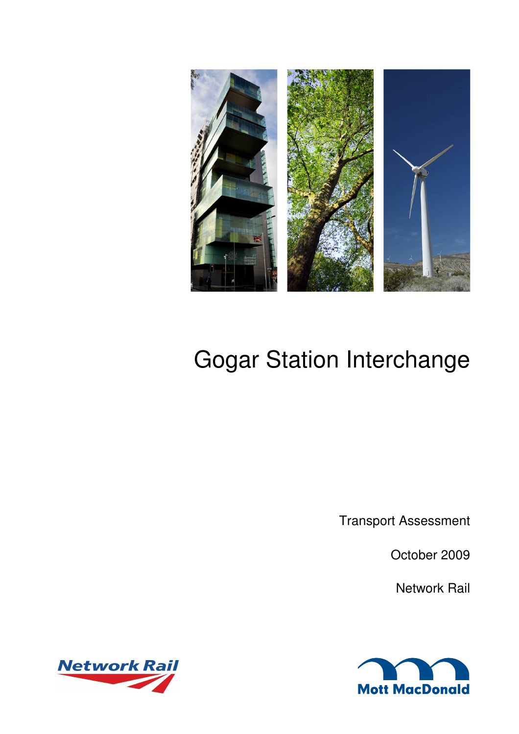# Gogar Station Interchange

Transport Assessment

October 2009

Network Rail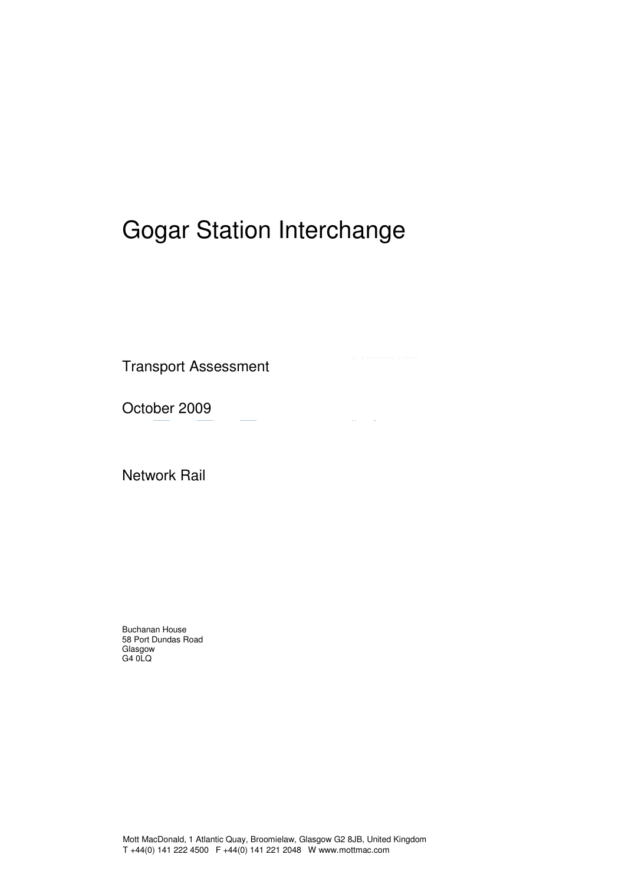# Gogar Station Interchange

Transport Assessment

October 2009

Network Rail

Buchanan House
58 Port Dundas Road
Glasgow
G4 0LQ

Mott MacDonald, 1 Atlantic Quay, Broomielaw, Glasgow G2 8JB, United Kingdom
T +44(0) 141 222 4500 F +44(0) 141 221 2048 W www.mottmac.com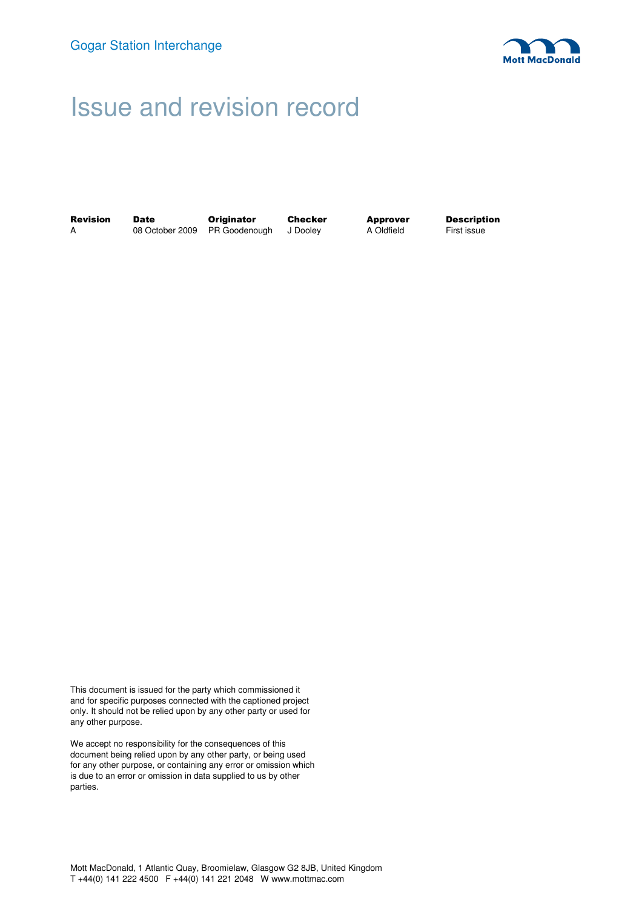# Issue and revision record

| Revision | Date | Originator | Checker | Approver | Description |
| --- | --- | --- | --- | --- | --- |
| A | 08 October 2009 | PR Goodenough | J Dooley | A Oldfield | First issue |

This document is issued for the party which commissioned it and for specific purposes connected with the captioned project only. It should not be relied upon by any other party or used for any other purpose.

We accept no responsibility for the consequences of this document being relied upon by any other party, or being used for any other purpose, or containing any error or omission which is due to an error or omission in data supplied to us by other parties.

Mott MacDonald, 1 Atlantic Quay, Broomielaw, Glasgow G2 8JB, United Kingdom
T +44(0) 141 222 4500 F +44(0) 141 221 2048 W www.mottmac.com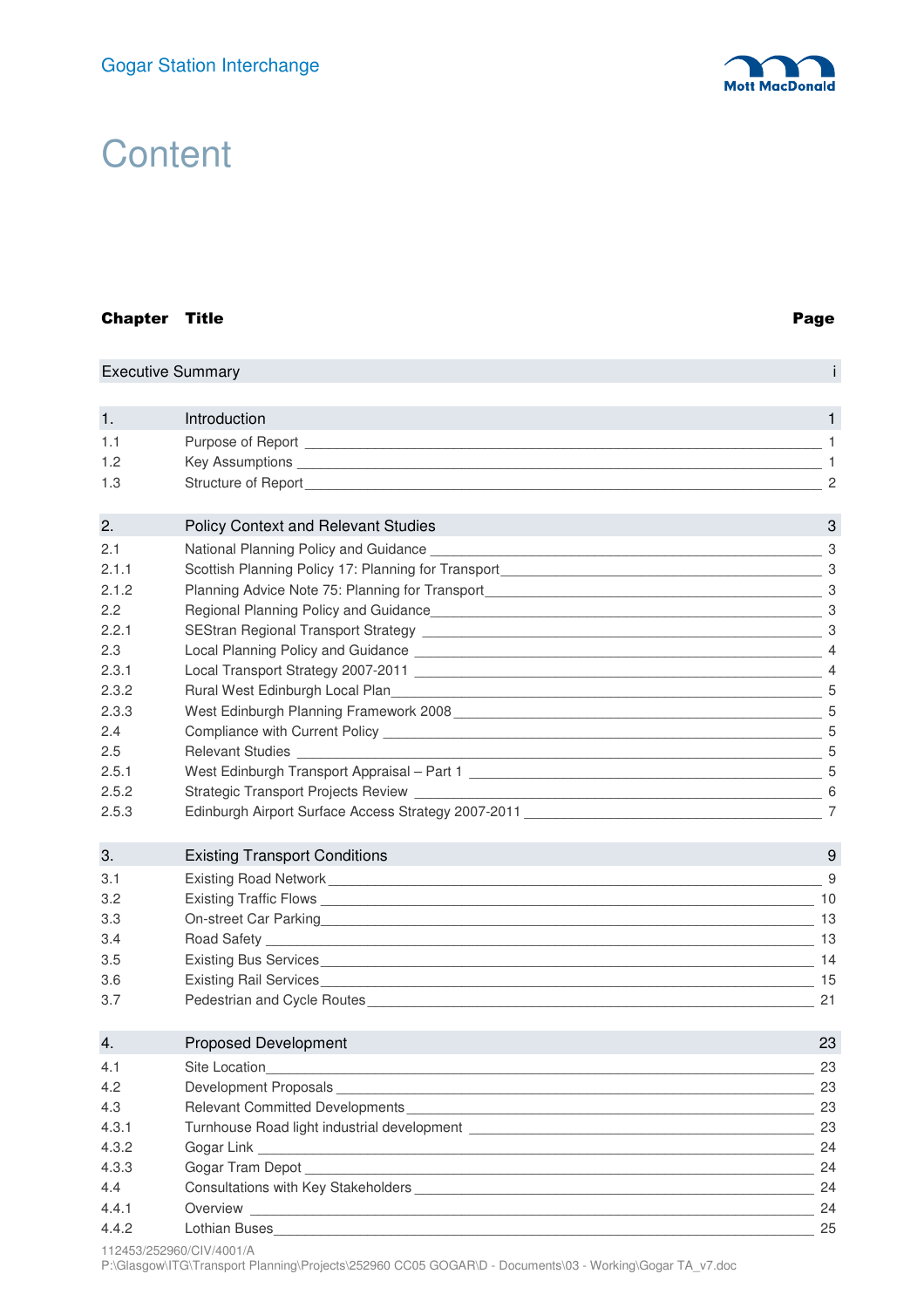# Content

| Chapter | Title | Page |
|---|---|---|
| | Executive Summary | i |
| 1. | Introduction | 1 |
| 1.1 | Purpose of Report | 1 |
| 1.2 | Key Assumptions | 1 |
| 1.3 | Structure of Report | 2 |
| 2. | Policy Context and Relevant Studies | 3 |
| 2.1 | National Planning Policy and Guidance | 3 |
| 2.1.1 | Scottish Planning Policy 17: Planning for Transport | 3 |
| 2.1.2 | Planning Advice Note 75: Planning for Transport | 3 |
| 2.2 | Regional Planning Policy and Guidance | 3 |
| 2.2.1 | SEStran Regional Transport Strategy | 3 |
| 2.3 | Local Planning Policy and Guidance | 4 |
| 2.3.1 | Local Transport Strategy 2007-2011 | 4 |
| 2.3.2 | Rural West Edinburgh Local Plan | 5 |
| 2.3.3 | West Edinburgh Planning Framework 2008 | 5 |
| 2.4 | Compliance with Current Policy | 5 |
| 2.5 | Relevant Studies | 5 |
| 2.5.1 | West Edinburgh Transport Appraisal – Part 1 | 5 |
| 2.5.2 | Strategic Transport Projects Review | 6 |
| 2.5.3 | Edinburgh Airport Surface Access Strategy 2007-2011 | 7 |
| 3. | Existing Transport Conditions | 9 |
| 3.1 | Existing Road Network | 9 |
| 3.2 | Existing Traffic Flows | 10 |
| 3.3 | On-street Car Parking | 13 |
| 3.4 | Road Safety | 13 |
| 3.5 | Existing Bus Services | 14 |
| 3.6 | Existing Rail Services | 15 |
| 3.7 | Pedestrian and Cycle Routes | 21 |
| 4. | Proposed Development | 23 |
| 4.1 | Site Location | 23 |
| 4.2 | Development Proposals | 23 |
| 4.3 | Relevant Committed Developments | 23 |
| 4.3.1 | Turnhouse Road light industrial development | 23 |
| 4.3.2 | Gogar Link | 24 |
| 4.3.3 | Gogar Tram Depot | 24 |
| 4.4 | Consultations with Key Stakeholders | 24 |
| 4.4.1 | Overview | 24 |
| 4.4.2 | Lothian Buses | 25 |

112453/252960/CIV/4001/A
P:\Glasgow\ITG\Transport Planning\Projects\252960 CC05 GOGAR\D - Documents\03 - Working\Gogar TA_v7.doc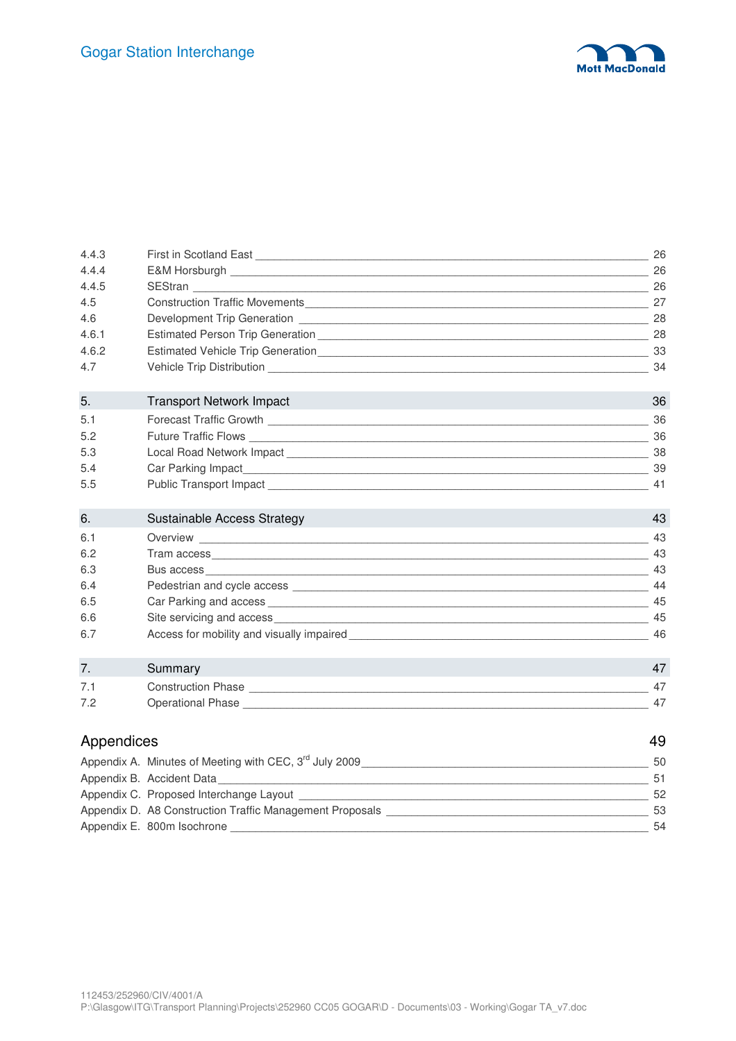| | | |
|---|---|---|
| 4.4.3 | First in Scotland East | 26 |
| 4.4.4 | E&M Horsburgh | 26 |
| 4.4.5 | SEStran | 26 |
| 4.5 | Construction Traffic Movements | 27 |
| 4.6 | Development Trip Generation | 28 |
| 4.6.1 | Estimated Person Trip Generation | 28 |
| 4.6.2 | Estimated Vehicle Trip Generation | 33 |
| 4.7 | Vehicle Trip Distribution | 34 |
| **5.** | **Transport Network Impact** | **36** |
| 5.1 | Forecast Traffic Growth | 36 |
| 5.2 | Future Traffic Flows | 36 |
| 5.3 | Local Road Network Impact | 38 |
| 5.4 | Car Parking Impact | 39 |
| 5.5 | Public Transport Impact | 41 |
| **6.** | **Sustainable Access Strategy** | **43** |
| 6.1 | Overview | 43 |
| 6.2 | Tram access | 43 |
| 6.3 | Bus access | 43 |
| 6.4 | Pedestrian and cycle access | 44 |
| 6.5 | Car Parking and access | 45 |
| 6.6 | Site servicing and access | 45 |
| 6.7 | Access for mobility and visually impaired | 46 |
| **7.** | **Summary** | **47** |
| 7.1 | Construction Phase | 47 |
| 7.2 | Operational Phase | 47 |

## Appendices 49

| | |
|---|---|
| Appendix A. Minutes of Meeting with CEC, 3rd July 2009 | 50 |
| Appendix B. Accident Data | 51 |
| Appendix C. Proposed Interchange Layout | 52 |
| Appendix D. A8 Construction Traffic Management Proposals | 53 |
| Appendix E. 800m Isochrone | 54 |

112453/252960/CIV/4001/A
P:\Glasgow\ITG\Transport Planning\Projects\252960 CC05 GOGAR\D - Documents\03 - Working\Gogar TA_v7.doc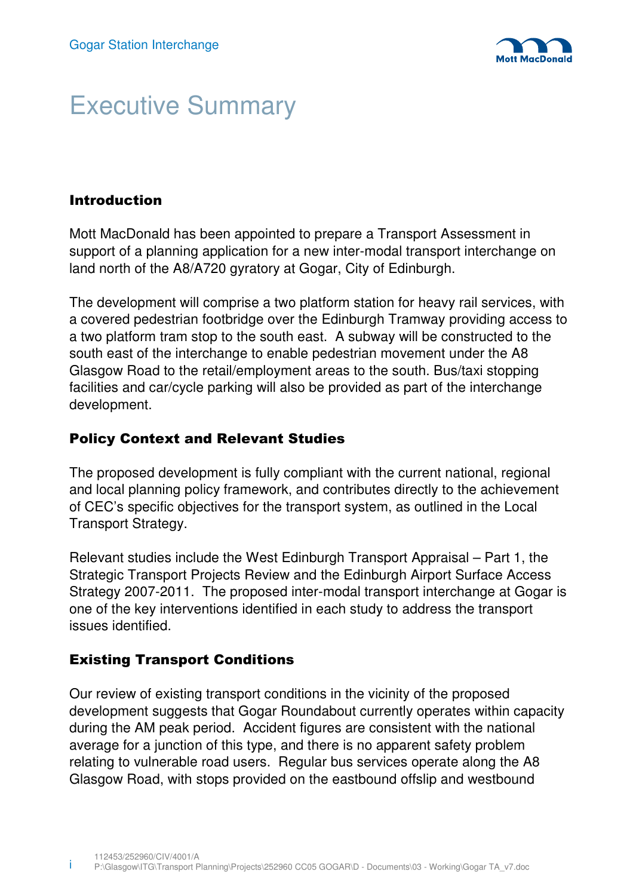# Executive Summary

## Introduction

Mott MacDonald has been appointed to prepare a Transport Assessment in support of a planning application for a new inter-modal transport interchange on land north of the A8/A720 gyratory at Gogar, City of Edinburgh.

The development will comprise a two platform station for heavy rail services, with a covered pedestrian footbridge over the Edinburgh Tramway providing access to a two platform tram stop to the south east. A subway will be constructed to the south east of the interchange to enable pedestrian movement under the A8 Glasgow Road to the retail/employment areas to the south. Bus/taxi stopping facilities and car/cycle parking will also be provided as part of the interchange development.

## Policy Context and Relevant Studies

The proposed development is fully compliant with the current national, regional and local planning policy framework, and contributes directly to the achievement of CEC's specific objectives for the transport system, as outlined in the Local Transport Strategy.

Relevant studies include the West Edinburgh Transport Appraisal – Part 1, the Strategic Transport Projects Review and the Edinburgh Airport Surface Access Strategy 2007-2011. The proposed inter-modal transport interchange at Gogar is one of the key interventions identified in each study to address the transport issues identified.

## Existing Transport Conditions

Our review of existing transport conditions in the vicinity of the proposed development suggests that Gogar Roundabout currently operates within capacity during the AM peak period. Accident figures are consistent with the national average for a junction of this type, and there is no apparent safety problem relating to vulnerable road users. Regular bus services operate along the A8 Glasgow Road, with stops provided on the eastbound offslip and westbound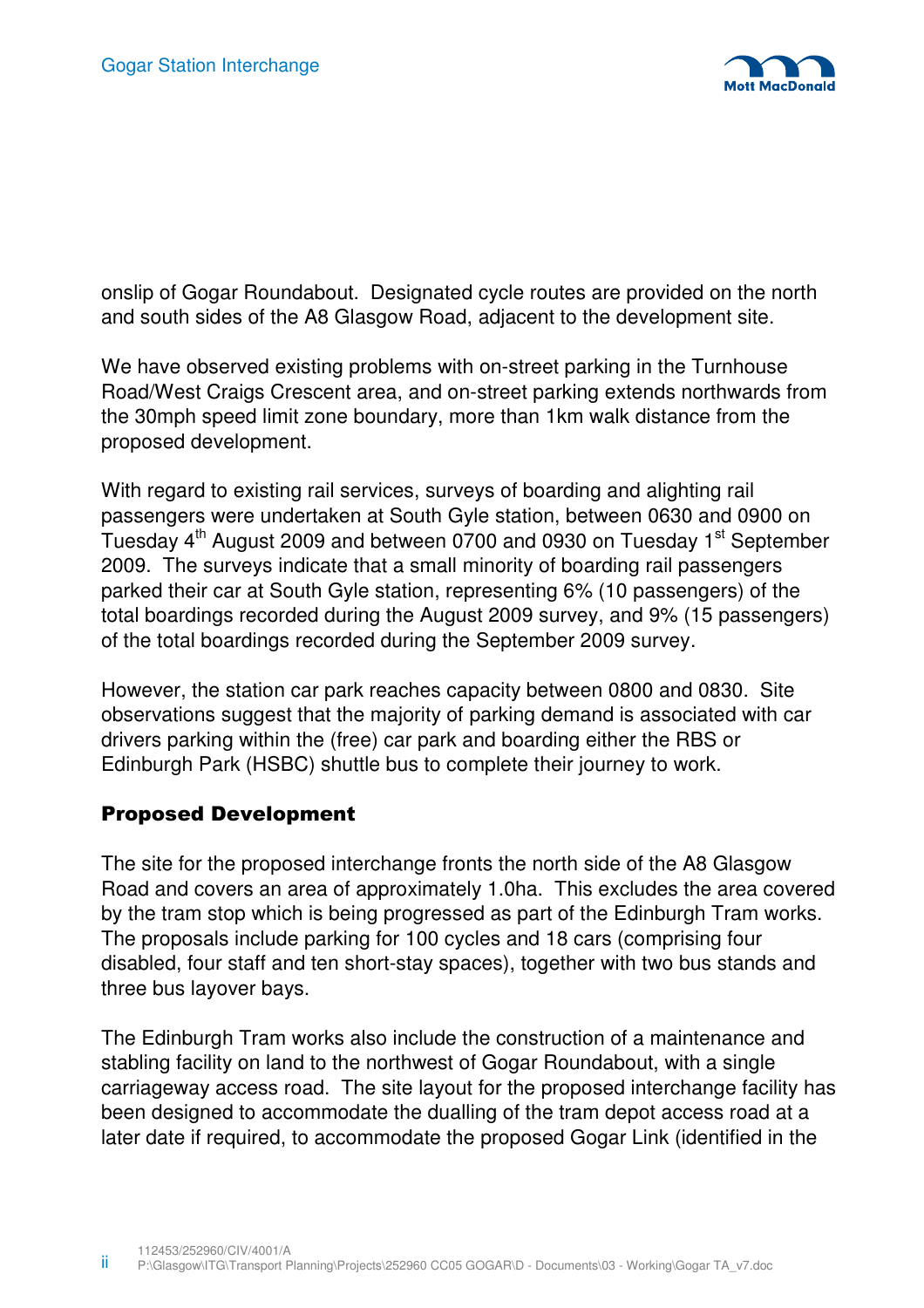onslip of Gogar Roundabout. Designated cycle routes are provided on the north and south sides of the A8 Glasgow Road, adjacent to the development site.

We have observed existing problems with on-street parking in the Turnhouse Road/West Craigs Crescent area, and on-street parking extends northwards from the 30mph speed limit zone boundary, more than 1km walk distance from the proposed development.

With regard to existing rail services, surveys of boarding and alighting rail passengers were undertaken at South Gyle station, between 0630 and 0900 on Tuesday 4th August 2009 and between 0700 and 0930 on Tuesday 1st September 2009. The surveys indicate that a small minority of boarding rail passengers parked their car at South Gyle station, representing 6% (10 passengers) of the total boardings recorded during the August 2009 survey, and 9% (15 passengers) of the total boardings recorded during the September 2009 survey.

However, the station car park reaches capacity between 0800 and 0830. Site observations suggest that the majority of parking demand is associated with car drivers parking within the (free) car park and boarding either the RBS or Edinburgh Park (HSBC) shuttle bus to complete their journey to work.

## Proposed Development

The site for the proposed interchange fronts the north side of the A8 Glasgow Road and covers an area of approximately 1.0ha. This excludes the area covered by the tram stop which is being progressed as part of the Edinburgh Tram works. The proposals include parking for 100 cycles and 18 cars (comprising four disabled, four staff and ten short-stay spaces), together with two bus stands and three bus layover bays.

The Edinburgh Tram works also include the construction of a maintenance and stabling facility on land to the northwest of Gogar Roundabout, with a single carriageway access road. The site layout for the proposed interchange facility has been designed to accommodate the dualling of the tram depot access road at a later date if required, to accommodate the proposed Gogar Link (identified in the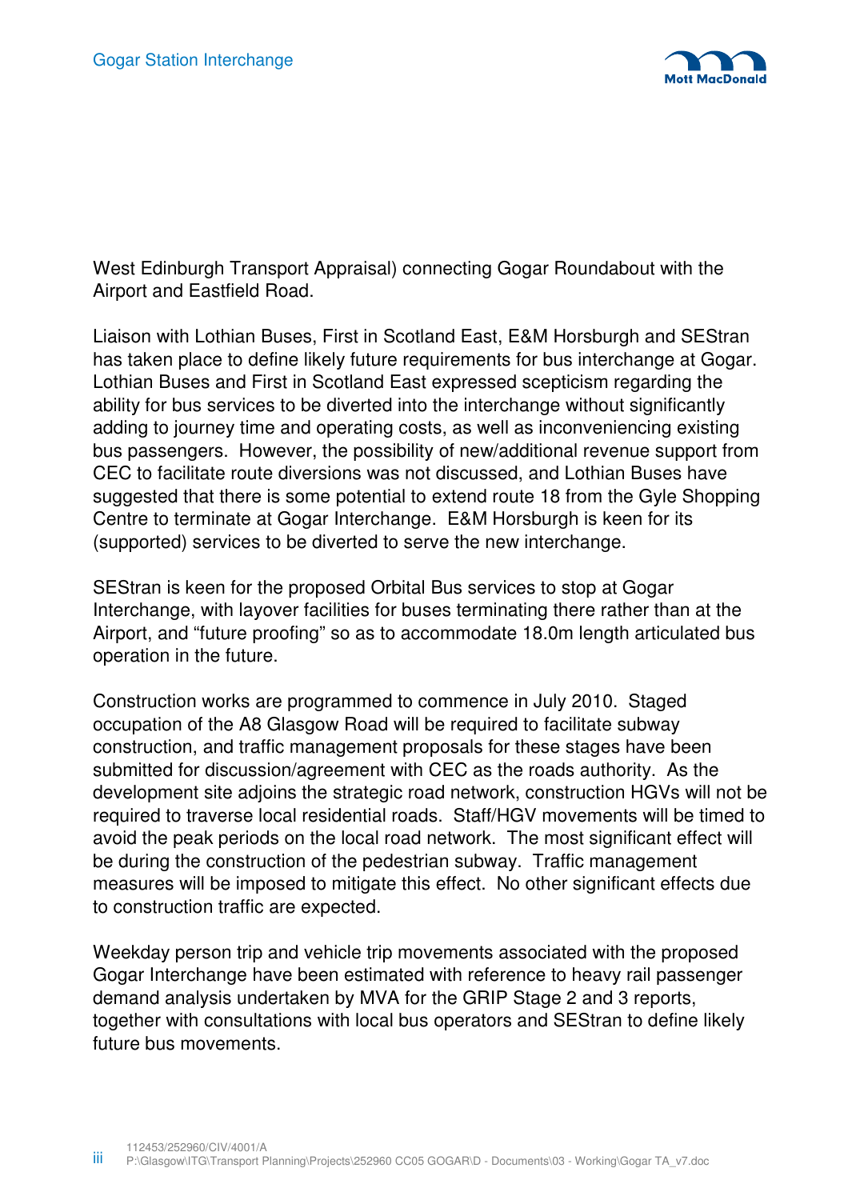West Edinburgh Transport Appraisal) connecting Gogar Roundabout with the Airport and Eastfield Road.

Liaison with Lothian Buses, First in Scotland East, E&M Horsburgh and SEStran has taken place to define likely future requirements for bus interchange at Gogar. Lothian Buses and First in Scotland East expressed scepticism regarding the ability for bus services to be diverted into the interchange without significantly adding to journey time and operating costs, as well as inconveniencing existing bus passengers. However, the possibility of new/additional revenue support from CEC to facilitate route diversions was not discussed, and Lothian Buses have suggested that there is some potential to extend route 18 from the Gyle Shopping Centre to terminate at Gogar Interchange. E&M Horsburgh is keen for its (supported) services to be diverted to serve the new interchange.

SEStran is keen for the proposed Orbital Bus services to stop at Gogar Interchange, with layover facilities for buses terminating there rather than at the Airport, and "future proofing" so as to accommodate 18.0m length articulated bus operation in the future.

Construction works are programmed to commence in July 2010. Staged occupation of the A8 Glasgow Road will be required to facilitate subway construction, and traffic management proposals for these stages have been submitted for discussion/agreement with CEC as the roads authority. As the development site adjoins the strategic road network, construction HGVs will not be required to traverse local residential roads. Staff/HGV movements will be timed to avoid the peak periods on the local road network. The most significant effect will be during the construction of the pedestrian subway. Traffic management measures will be imposed to mitigate this effect. No other significant effects due to construction traffic are expected.

Weekday person trip and vehicle trip movements associated with the proposed Gogar Interchange have been estimated with reference to heavy rail passenger demand analysis undertaken by MVA for the GRIP Stage 2 and 3 reports, together with consultations with local bus operators and SEStran to define likely future bus movements.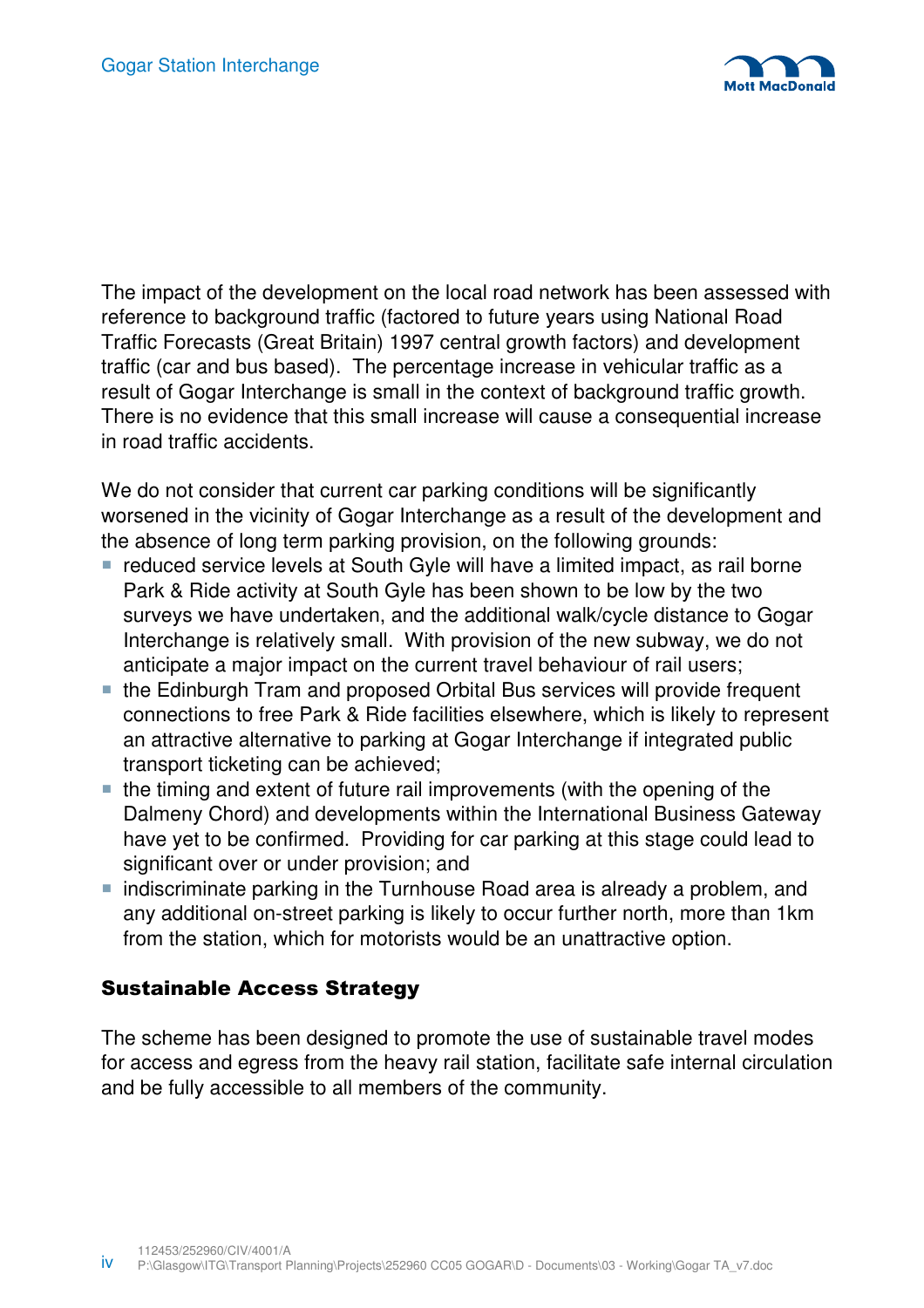The impact of the development on the local road network has been assessed with reference to background traffic (factored to future years using National Road Traffic Forecasts (Great Britain) 1997 central growth factors) and development traffic (car and bus based). The percentage increase in vehicular traffic as a result of Gogar Interchange is small in the context of background traffic growth. There is no evidence that this small increase will cause a consequential increase in road traffic accidents.

We do not consider that current car parking conditions will be significantly worsened in the vicinity of Gogar Interchange as a result of the development and the absence of long term parking provision, on the following grounds:

- reduced service levels at South Gyle will have a limited impact, as rail borne Park & Ride activity at South Gyle has been shown to be low by the two surveys we have undertaken, and the additional walk/cycle distance to Gogar Interchange is relatively small. With provision of the new subway, we do not anticipate a major impact on the current travel behaviour of rail users;
- the Edinburgh Tram and proposed Orbital Bus services will provide frequent connections to free Park & Ride facilities elsewhere, which is likely to represent an attractive alternative to parking at Gogar Interchange if integrated public transport ticketing can be achieved;
- the timing and extent of future rail improvements (with the opening of the Dalmeny Chord) and developments within the International Business Gateway have yet to be confirmed. Providing for car parking at this stage could lead to significant over or under provision; and
- indiscriminate parking in the Turnhouse Road area is already a problem, and any additional on-street parking is likely to occur further north, more than 1km from the station, which for motorists would be an unattractive option.

## Sustainable Access Strategy

The scheme has been designed to promote the use of sustainable travel modes for access and egress from the heavy rail station, facilitate safe internal circulation and be fully accessible to all members of the community.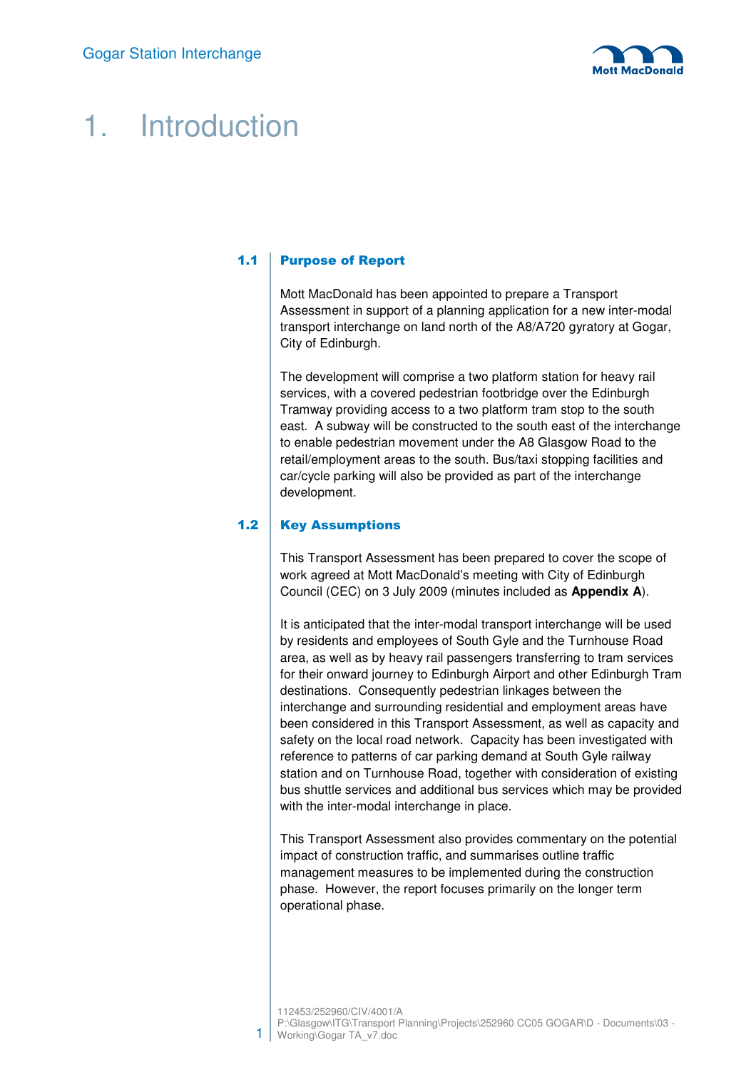# 1. Introduction

## 1.1 Purpose of Report

Mott MacDonald has been appointed to prepare a Transport Assessment in support of a planning application for a new inter-modal transport interchange on land north of the A8/A720 gyratory at Gogar, City of Edinburgh.

The development will comprise a two platform station for heavy rail services, with a covered pedestrian footbridge over the Edinburgh Tramway providing access to a two platform tram stop to the south east. A subway will be constructed to the south east of the interchange to enable pedestrian movement under the A8 Glasgow Road to the retail/employment areas to the south. Bus/taxi stopping facilities and car/cycle parking will also be provided as part of the interchange development.

## 1.2 Key Assumptions

This Transport Assessment has been prepared to cover the scope of work agreed at Mott MacDonald's meeting with City of Edinburgh Council (CEC) on 3 July 2009 (minutes included as **Appendix A**).

It is anticipated that the inter-modal transport interchange will be used by residents and employees of South Gyle and the Turnhouse Road area, as well as by heavy rail passengers transferring to tram services for their onward journey to Edinburgh Airport and other Edinburgh Tram destinations. Consequently pedestrian linkages between the interchange and surrounding residential and employment areas have been considered in this Transport Assessment, as well as capacity and safety on the local road network. Capacity has been investigated with reference to patterns of car parking demand at South Gyle railway station and on Turnhouse Road, together with consideration of existing bus shuttle services and additional bus services which may be provided with the inter-modal interchange in place.

This Transport Assessment also provides commentary on the potential impact of construction traffic, and summarises outline traffic management measures to be implemented during the construction phase. However, the report focuses primarily on the longer term operational phase.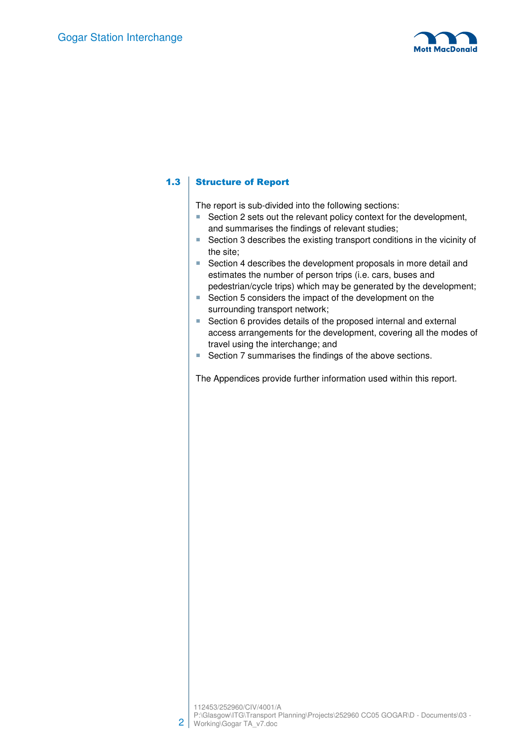## 1.3 Structure of Report

The report is sub-divided into the following sections:

- Section 2 sets out the relevant policy context for the development, and summarises the findings of relevant studies;
- Section 3 describes the existing transport conditions in the vicinity of the site;
- Section 4 describes the development proposals in more detail and estimates the number of person trips (i.e. cars, buses and pedestrian/cycle trips) which may be generated by the development;
- Section 5 considers the impact of the development on the surrounding transport network;
- Section 6 provides details of the proposed internal and external access arrangements for the development, covering all the modes of travel using the interchange; and
- Section 7 summarises the findings of the above sections.

The Appendices provide further information used within this report.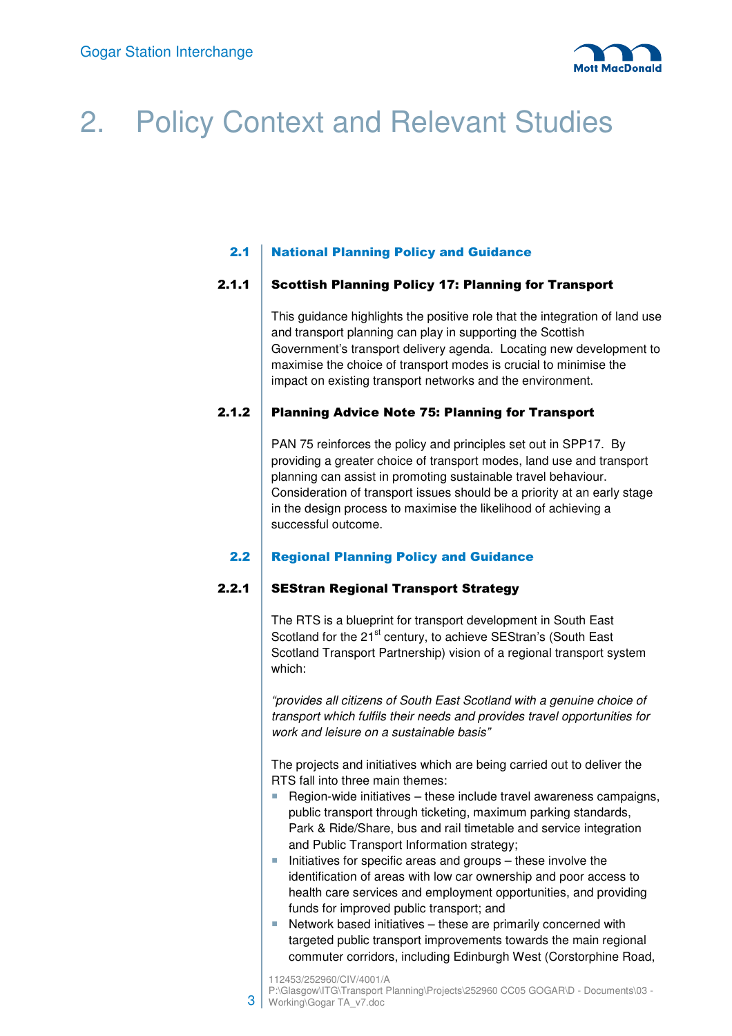# 2. Policy Context and Relevant Studies

## 2.1 National Planning Policy and Guidance

### 2.1.1 Scottish Planning Policy 17: Planning for Transport

This guidance highlights the positive role that the integration of land use and transport planning can play in supporting the Scottish Government's transport delivery agenda. Locating new development to maximise the choice of transport modes is crucial to minimise the impact on existing transport networks and the environment.

### 2.1.2 Planning Advice Note 75: Planning for Transport

PAN 75 reinforces the policy and principles set out in SPP17. By providing a greater choice of transport modes, land use and transport planning can assist in promoting sustainable travel behaviour. Consideration of transport issues should be a priority at an early stage in the design process to maximise the likelihood of achieving a successful outcome.

## 2.2 Regional Planning Policy and Guidance

### 2.2.1 SEStran Regional Transport Strategy

The RTS is a blueprint for transport development in South East Scotland for the 21st century, to achieve SEStran's (South East Scotland Transport Partnership) vision of a regional transport system which:

*"provides all citizens of South East Scotland with a genuine choice of transport which fulfils their needs and provides travel opportunities for work and leisure on a sustainable basis"*

The projects and initiatives which are being carried out to deliver the RTS fall into three main themes:

- Region-wide initiatives – these include travel awareness campaigns, public transport through ticketing, maximum parking standards, Park & Ride/Share, bus and rail timetable and service integration and Public Transport Information strategy;
- Initiatives for specific areas and groups – these involve the identification of areas with low car ownership and poor access to health care services and employment opportunities, and providing funds for improved public transport; and
- Network based initiatives – these are primarily concerned with targeted public transport improvements towards the main regional commuter corridors, including Edinburgh West (Corstorphine Road,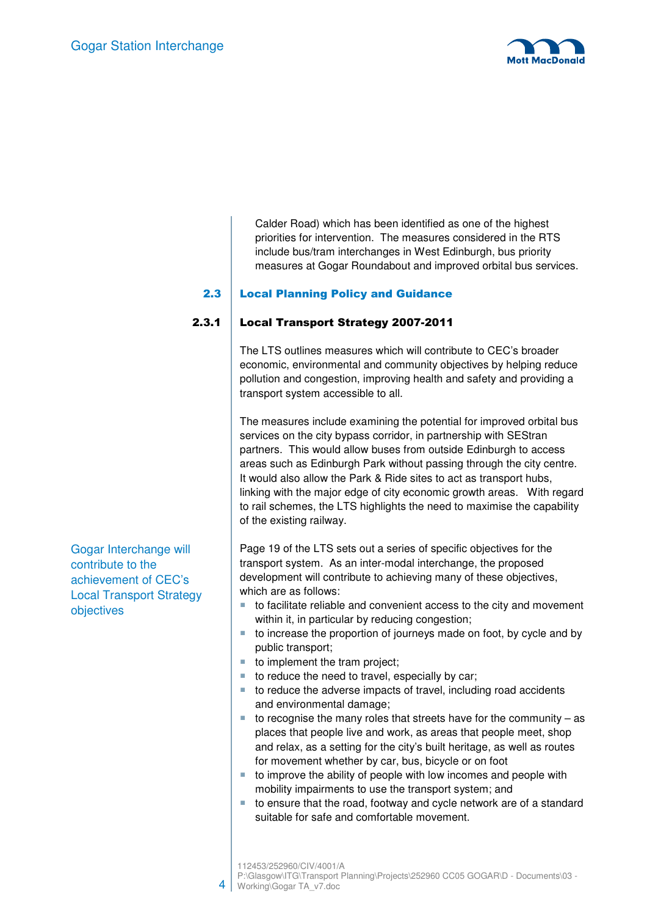Calder Road) which has been identified as one of the highest priorities for intervention. The measures considered in the RTS include bus/tram interchanges in West Edinburgh, bus priority measures at Gogar Roundabout and improved orbital bus services.

## 2.3 Local Planning Policy and Guidance

### 2.3.1 Local Transport Strategy 2007-2011

The LTS outlines measures which will contribute to CEC's broader economic, environmental and community objectives by helping reduce pollution and congestion, improving health and safety and providing a transport system accessible to all.

The measures include examining the potential for improved orbital bus services on the city bypass corridor, in partnership with SEStran partners. This would allow buses from outside Edinburgh to access areas such as Edinburgh Park without passing through the city centre. It would also allow the Park & Ride sites to act as transport hubs, linking with the major edge of city economic growth areas. With regard to rail schemes, the LTS highlights the need to maximise the capability of the existing railway.

Gogar Interchange will contribute to the achievement of CEC's Local Transport Strategy objectives

Page 19 of the LTS sets out a series of specific objectives for the transport system. As an inter-modal interchange, the proposed development will contribute to achieving many of these objectives, which are as follows:

- to facilitate reliable and convenient access to the city and movement within it, in particular by reducing congestion;
- to increase the proportion of journeys made on foot, by cycle and by public transport;
- to implement the tram project;
- to reduce the need to travel, especially by car;
- to reduce the adverse impacts of travel, including road accidents and environmental damage;
- to recognise the many roles that streets have for the community – as places that people live and work, as areas that people meet, shop and relax, as a setting for the city's built heritage, as well as routes for movement whether by car, bus, bicycle or on foot
- to improve the ability of people with low incomes and people with mobility impairments to use the transport system; and
- to ensure that the road, footway and cycle network are of a standard suitable for safe and comfortable movement.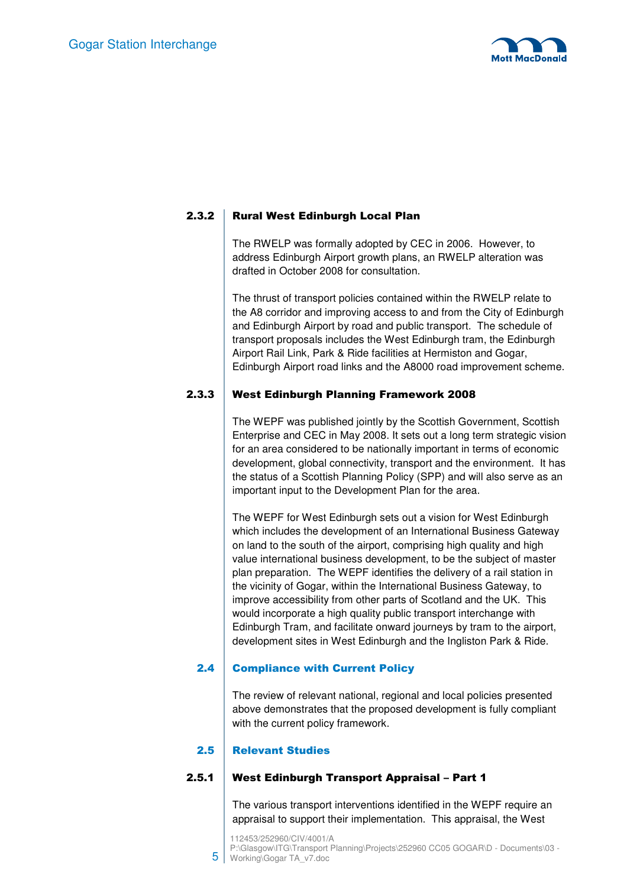### 2.3.2 Rural West Edinburgh Local Plan

The RWELP was formally adopted by CEC in 2006. However, to address Edinburgh Airport growth plans, an RWELP alteration was drafted in October 2008 for consultation.

The thrust of transport policies contained within the RWELP relate to the A8 corridor and improving access to and from the City of Edinburgh and Edinburgh Airport by road and public transport. The schedule of transport proposals includes the West Edinburgh tram, the Edinburgh Airport Rail Link, Park & Ride facilities at Hermiston and Gogar, Edinburgh Airport road links and the A8000 road improvement scheme.

### 2.3.3 West Edinburgh Planning Framework 2008

The WEPF was published jointly by the Scottish Government, Scottish Enterprise and CEC in May 2008. It sets out a long term strategic vision for an area considered to be nationally important in terms of economic development, global connectivity, transport and the environment. It has the status of a Scottish Planning Policy (SPP) and will also serve as an important input to the Development Plan for the area.

The WEPF for West Edinburgh sets out a vision for West Edinburgh which includes the development of an International Business Gateway on land to the south of the airport, comprising high quality and high value international business development, to be the subject of master plan preparation. The WEPF identifies the delivery of a rail station in the vicinity of Gogar, within the International Business Gateway, to improve accessibility from other parts of Scotland and the UK. This would incorporate a high quality public transport interchange with Edinburgh Tram, and facilitate onward journeys by tram to the airport, development sites in West Edinburgh and the Ingliston Park & Ride.

## 2.4 Compliance with Current Policy

The review of relevant national, regional and local policies presented above demonstrates that the proposed development is fully compliant with the current policy framework.

## 2.5 Relevant Studies

### 2.5.1 West Edinburgh Transport Appraisal – Part 1

The various transport interventions identified in the WEPF require an appraisal to support their implementation. This appraisal, the West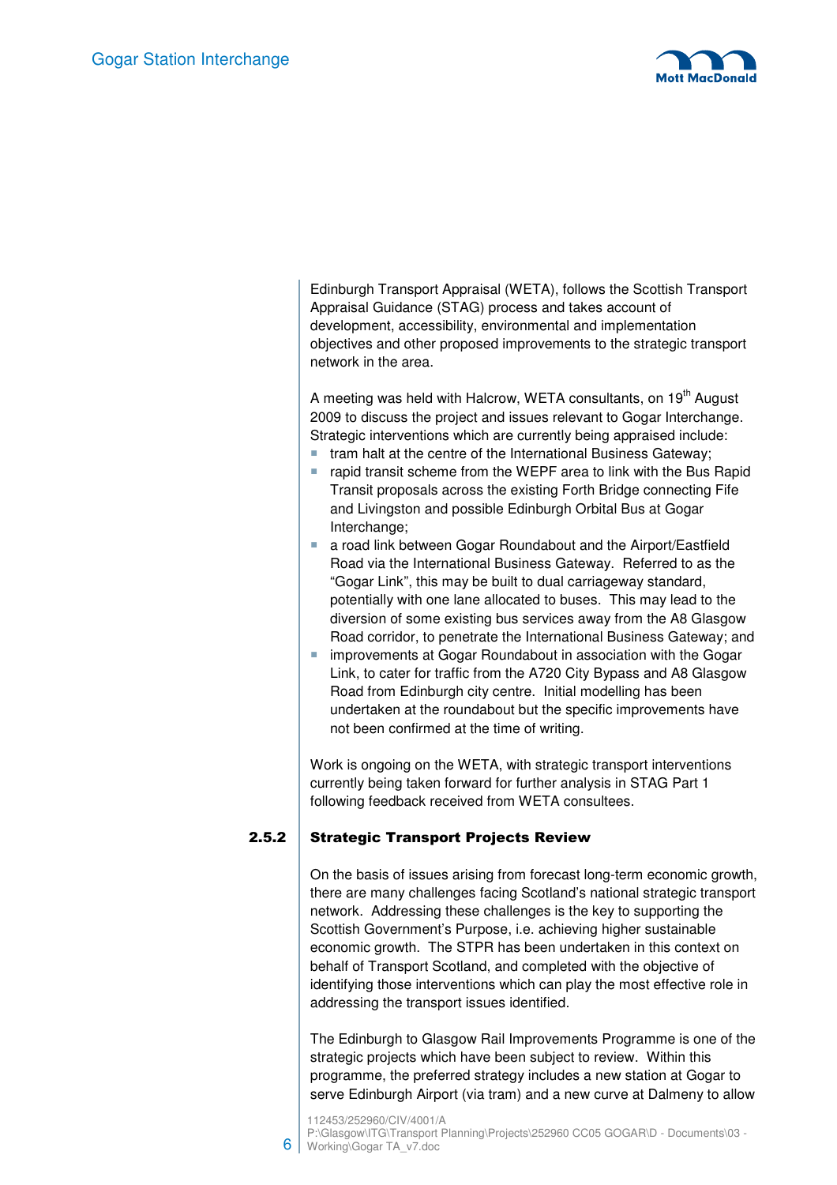Edinburgh Transport Appraisal (WETA), follows the Scottish Transport Appraisal Guidance (STAG) process and takes account of development, accessibility, environmental and implementation objectives and other proposed improvements to the strategic transport network in the area.

A meeting was held with Halcrow, WETA consultants, on 19th August 2009 to discuss the project and issues relevant to Gogar Interchange. Strategic interventions which are currently being appraised include:

- tram halt at the centre of the International Business Gateway;
- rapid transit scheme from the WEPF area to link with the Bus Rapid Transit proposals across the existing Forth Bridge connecting Fife and Livingston and possible Edinburgh Orbital Bus at Gogar Interchange;
- a road link between Gogar Roundabout and the Airport/Eastfield Road via the International Business Gateway. Referred to as the "Gogar Link", this may be built to dual carriageway standard, potentially with one lane allocated to buses. This may lead to the diversion of some existing bus services away from the A8 Glasgow Road corridor, to penetrate the International Business Gateway; and
- improvements at Gogar Roundabout in association with the Gogar Link, to cater for traffic from the A720 City Bypass and A8 Glasgow Road from Edinburgh city centre. Initial modelling has been undertaken at the roundabout but the specific improvements have not been confirmed at the time of writing.

Work is ongoing on the WETA, with strategic transport interventions currently being taken forward for further analysis in STAG Part 1 following feedback received from WETA consultees.

#### 2.5.2 Strategic Transport Projects Review

On the basis of issues arising from forecast long-term economic growth, there are many challenges facing Scotland's national strategic transport network. Addressing these challenges is the key to supporting the Scottish Government's Purpose, i.e. achieving higher sustainable economic growth. The STPR has been undertaken in this context on behalf of Transport Scotland, and completed with the objective of identifying those interventions which can play the most effective role in addressing the transport issues identified.

The Edinburgh to Glasgow Rail Improvements Programme is one of the strategic projects which have been subject to review. Within this programme, the preferred strategy includes a new station at Gogar to serve Edinburgh Airport (via tram) and a new curve at Dalmeny to allow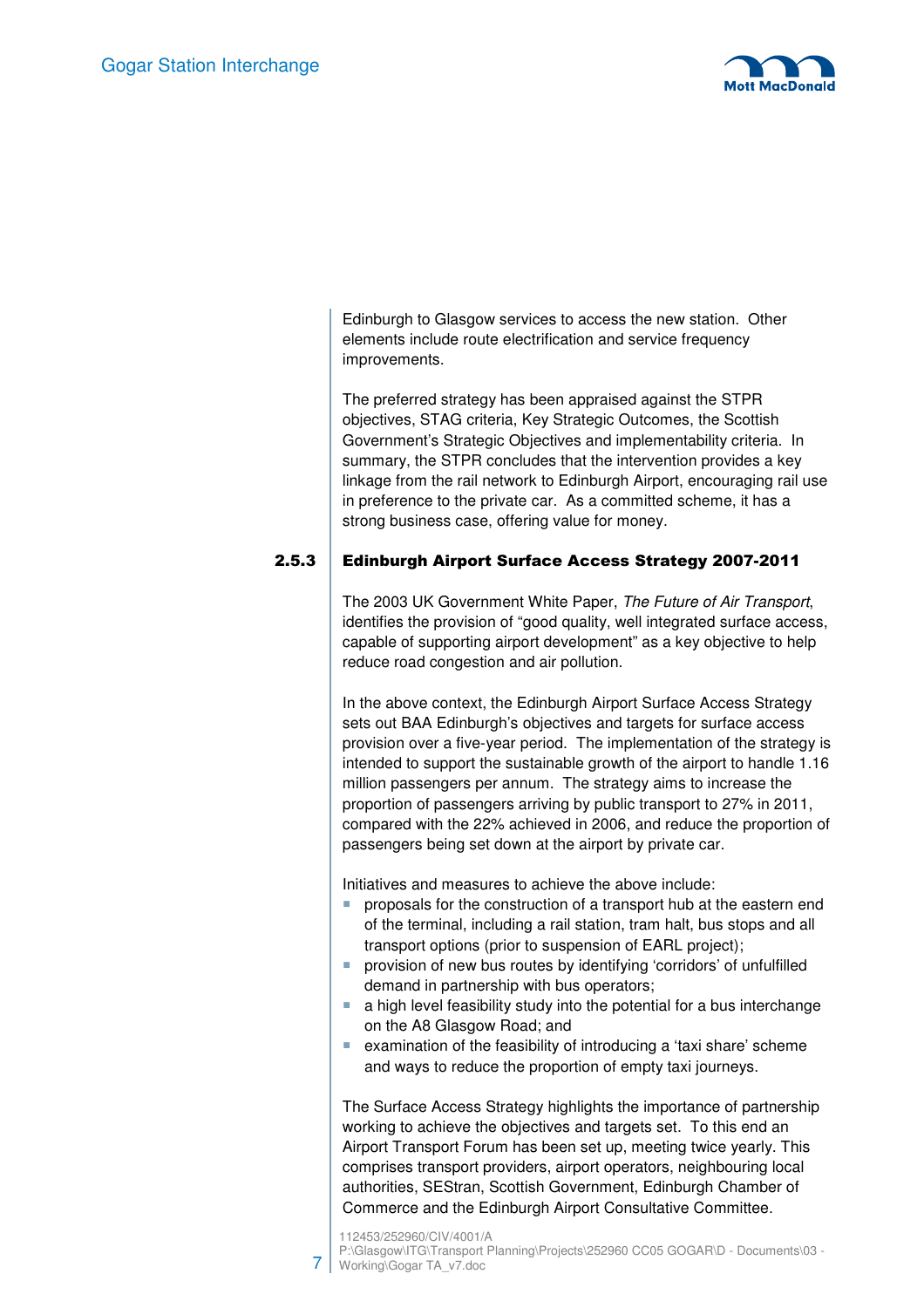Edinburgh to Glasgow services to access the new station. Other elements include route electrification and service frequency improvements.

The preferred strategy has been appraised against the STPR objectives, STAG criteria, Key Strategic Outcomes, the Scottish Government's Strategic Objectives and implementability criteria. In summary, the STPR concludes that the intervention provides a key linkage from the rail network to Edinburgh Airport, encouraging rail use in preference to the private car. As a committed scheme, it has a strong business case, offering value for money.

### 2.5.3 Edinburgh Airport Surface Access Strategy 2007-2011

The 2003 UK Government White Paper, *The Future of Air Transport*, identifies the provision of "good quality, well integrated surface access, capable of supporting airport development" as a key objective to help reduce road congestion and air pollution.

In the above context, the Edinburgh Airport Surface Access Strategy sets out BAA Edinburgh's objectives and targets for surface access provision over a five-year period. The implementation of the strategy is intended to support the sustainable growth of the airport to handle 1.16 million passengers per annum. The strategy aims to increase the proportion of passengers arriving by public transport to 27% in 2011, compared with the 22% achieved in 2006, and reduce the proportion of passengers being set down at the airport by private car.

Initiatives and measures to achieve the above include:

- proposals for the construction of a transport hub at the eastern end of the terminal, including a rail station, tram halt, bus stops and all transport options (prior to suspension of EARL project);
- provision of new bus routes by identifying 'corridors' of unfulfilled demand in partnership with bus operators;
- a high level feasibility study into the potential for a bus interchange on the A8 Glasgow Road; and
- examination of the feasibility of introducing a 'taxi share' scheme and ways to reduce the proportion of empty taxi journeys.

The Surface Access Strategy highlights the importance of partnership working to achieve the objectives and targets set. To this end an Airport Transport Forum has been set up, meeting twice yearly. This comprises transport providers, airport operators, neighbouring local authorities, SEStran, Scottish Government, Edinburgh Chamber of Commerce and the Edinburgh Airport Consultative Committee.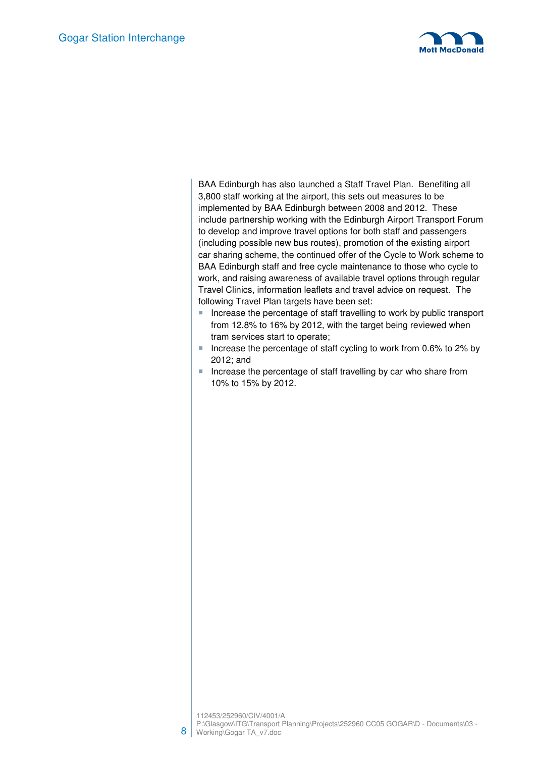BAA Edinburgh has also launched a Staff Travel Plan. Benefiting all 3,800 staff working at the airport, this sets out measures to be implemented by BAA Edinburgh between 2008 and 2012. These include partnership working with the Edinburgh Airport Transport Forum to develop and improve travel options for both staff and passengers (including possible new bus routes), promotion of the existing airport car sharing scheme, the continued offer of the Cycle to Work scheme to BAA Edinburgh staff and free cycle maintenance to those who cycle to work, and raising awareness of available travel options through regular Travel Clinics, information leaflets and travel advice on request. The following Travel Plan targets have been set:

- Increase the percentage of staff travelling to work by public transport from 12.8% to 16% by 2012, with the target being reviewed when tram services start to operate;
- Increase the percentage of staff cycling to work from 0.6% to 2% by 2012; and
- Increase the percentage of staff travelling by car who share from 10% to 15% by 2012.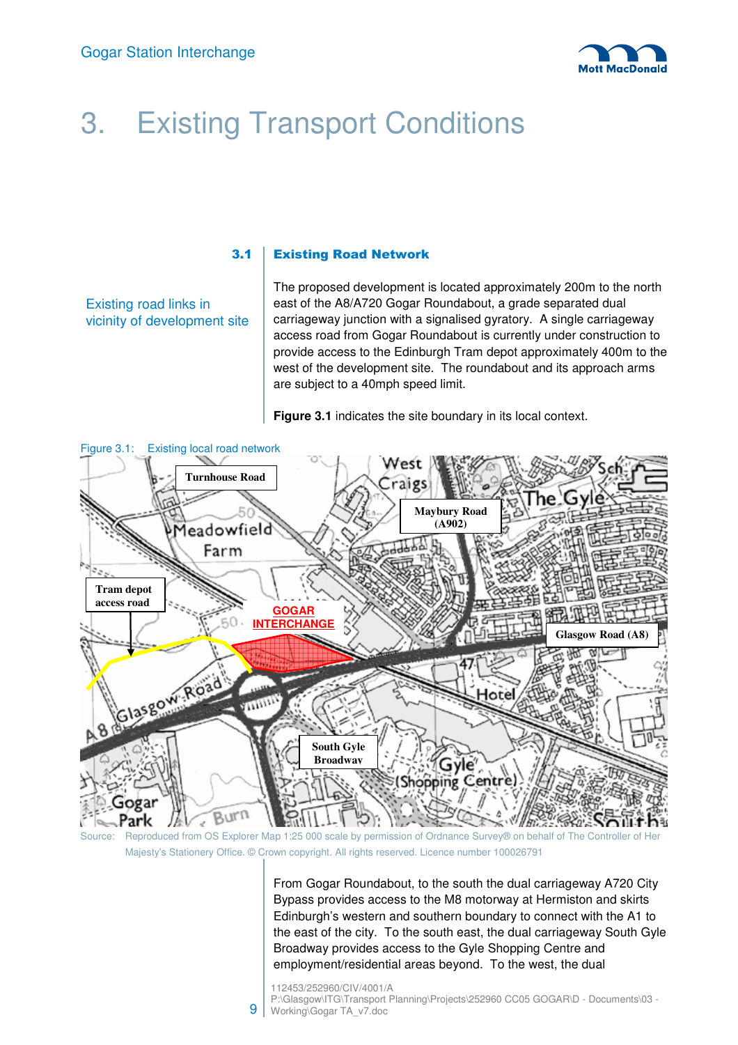# 3. Existing Transport Conditions

## 3.1 Existing Road Network

Existing road links in vicinity of development site

The proposed development is located approximately 200m to the north east of the A8/A720 Gogar Roundabout, a grade separated dual carriageway junction with a signalised gyratory. A single carriageway access road from Gogar Roundabout is currently under construction to provide access to the Edinburgh Tram depot approximately 400m to the west of the development site. The roundabout and its approach arms are subject to a 40mph speed limit.

**Figure 3.1** indicates the site boundary in its local context.

Figure 3.1: Existing local road network

Source: Reproduced from OS Explorer Map 1:25 000 scale by permission of Ordnance Survey® on behalf of The Controller of Her Majesty's Stationery Office. © Crown copyright. All rights reserved. Licence number 100026791

From Gogar Roundabout, to the south the dual carriageway A720 City Bypass provides access to the M8 motorway at Hermiston and skirts Edinburgh's western and southern boundary to connect with the A1 to the east of the city. To the south east, the dual carriageway South Gyle Broadway provides access to the Gyle Shopping Centre and employment/residential areas beyond. To the west, the dual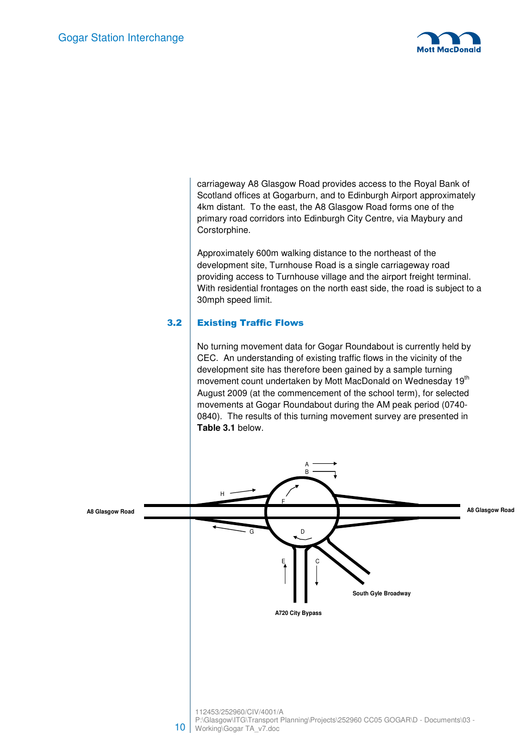carriageway A8 Glasgow Road provides access to the Royal Bank of Scotland offices at Gogarburn, and to Edinburgh Airport approximately 4km distant. To the east, the A8 Glasgow Road forms one of the primary road corridors into Edinburgh City Centre, via Maybury and Corstorphine.

Approximately 600m walking distance to the northeast of the development site, Turnhouse Road is a single carriageway road providing access to Turnhouse village and the airport freight terminal. With residential frontages on the north east side, the road is subject to a 30mph speed limit.

## 3.2 Existing Traffic Flows

No turning movement data for Gogar Roundabout is currently held by CEC. An understanding of existing traffic flows in the vicinity of the development site has therefore been gained by a sample turning movement count undertaken by Mott MacDonald on Wednesday 19th August 2009 (at the commencement of the school term), for selected movements at Gogar Roundabout during the AM peak period (0740-0840). The results of this turning movement survey are presented in **Table 3.1** below.

A8 Glasgow Road

A8 Glasgow Road

South Gyle Broadway

A720 City Bypass

A B C D E F G H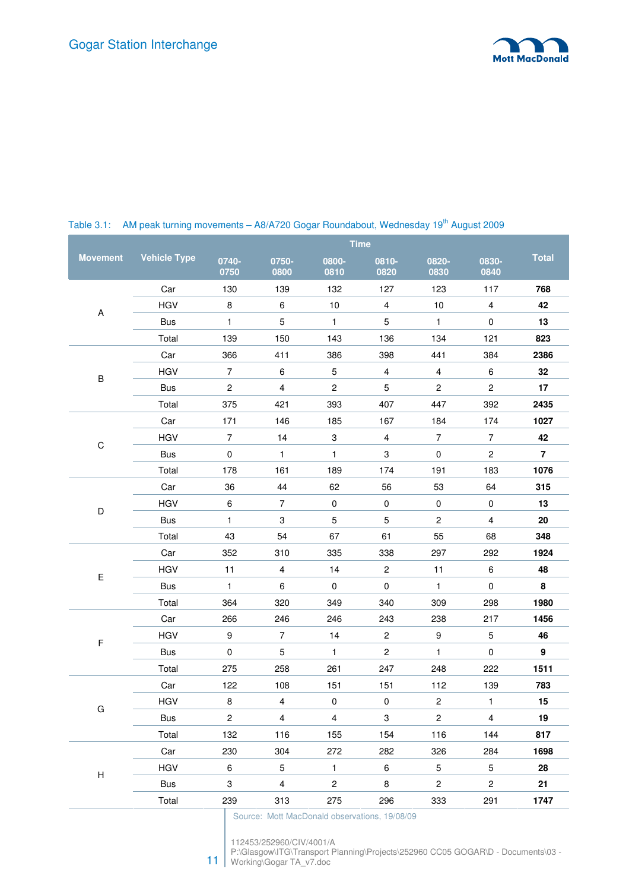Table 3.1: AM peak turning movements – A8/A720 Gogar Roundabout, Wednesday 19th August 2009

| Movement | Vehicle Type | Time | | | | | | Total |
|---|---|---|---|---|---|---|---|---|
| | | 0740-0750 | 0750-0800 | 0800-0810 | 0810-0820 | 0820-0830 | 0830-0840 | |
| A | Car | 130 | 139 | 132 | 127 | 123 | 117 | **768** |
| | HGV | 8 | 6 | 10 | 4 | 10 | 4 | **42** |
| | Bus | 1 | 5 | 1 | 5 | 1 | 0 | **13** |
| | Total | 139 | 150 | 143 | 136 | 134 | 121 | **823** |
| B | Car | 366 | 411 | 386 | 398 | 441 | 384 | **2386** |
| | HGV | 7 | 6 | 5 | 4 | 4 | 6 | **32** |
| | Bus | 2 | 4 | 2 | 5 | 2 | 2 | **17** |
| | Total | 375 | 421 | 393 | 407 | 447 | 392 | **2435** |
| C | Car | 171 | 146 | 185 | 167 | 184 | 174 | **1027** |
| | HGV | 7 | 14 | 3 | 4 | 7 | 7 | **42** |
| | Bus | 0 | 1 | 1 | 3 | 0 | 2 | **7** |
| | Total | 178 | 161 | 189 | 174 | 191 | 183 | **1076** |
| D | Car | 36 | 44 | 62 | 56 | 53 | 64 | **315** |
| | HGV | 6 | 7 | 0 | 0 | 0 | 0 | **13** |
| | Bus | 1 | 3 | 5 | 5 | 2 | 4 | **20** |
| | Total | 43 | 54 | 67 | 61 | 55 | 68 | **348** |
| E | Car | 352 | 310 | 335 | 338 | 297 | 292 | **1924** |
| | HGV | 11 | 4 | 14 | 2 | 11 | 6 | **48** |
| | Bus | 1 | 6 | 0 | 0 | 1 | 0 | **8** |
| | Total | 364 | 320 | 349 | 340 | 309 | 298 | **1980** |
| F | Car | 266 | 246 | 246 | 243 | 238 | 217 | **1456** |
| | HGV | 9 | 7 | 14 | 2 | 9 | 5 | **46** |
| | Bus | 0 | 5 | 1 | 2 | 1 | 0 | **9** |
| | Total | 275 | 258 | 261 | 247 | 248 | 222 | **1511** |
| G | Car | 122 | 108 | 151 | 151 | 112 | 139 | **783** |
| | HGV | 8 | 4 | 0 | 0 | 2 | 1 | **15** |
| | Bus | 2 | 4 | 4 | 3 | 2 | 4 | **19** |
| | Total | 132 | 116 | 155 | 154 | 116 | 144 | **817** |
| H | Car | 230 | 304 | 272 | 282 | 326 | 284 | **1698** |
| | HGV | 6 | 5 | 1 | 6 | 5 | 5 | **28** |
| | Bus | 3 | 4 | 2 | 8 | 2 | 2 | **21** |
| | Total | 239 | 313 | 275 | 296 | 333 | 291 | **1747** |

Source: Mott MacDonald observations, 19/08/09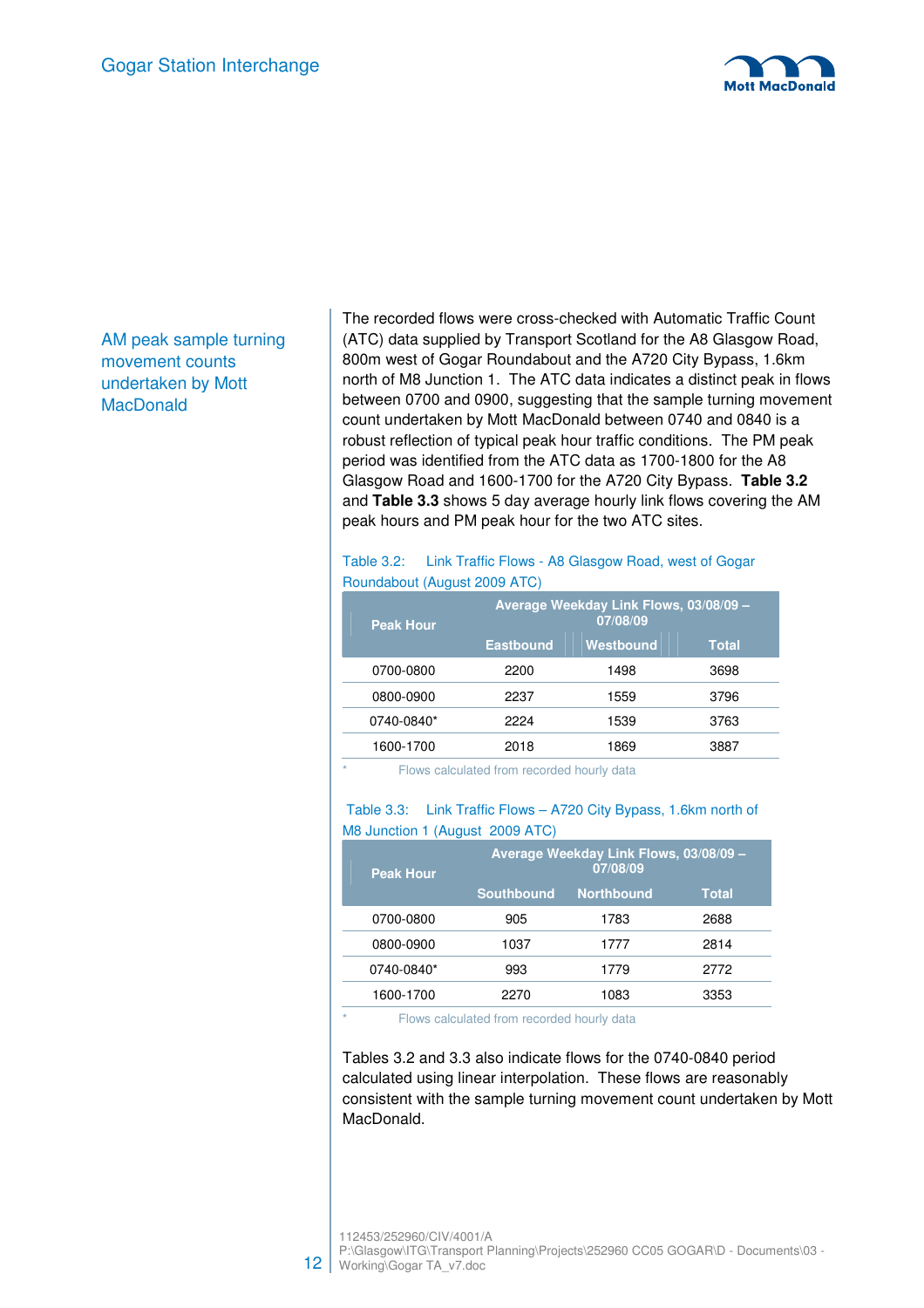AM peak sample turning movement counts undertaken by Mott MacDonald

The recorded flows were cross-checked with Automatic Traffic Count (ATC) data supplied by Transport Scotland for the A8 Glasgow Road, 800m west of Gogar Roundabout and the A720 City Bypass, 1.6km north of M8 Junction 1. The ATC data indicates a distinct peak in flows between 0700 and 0900, suggesting that the sample turning movement count undertaken by Mott MacDonald between 0740 and 0840 is a robust reflection of typical peak hour traffic conditions. The PM peak period was identified from the ATC data as 1700-1800 for the A8 Glasgow Road and 1600-1700 for the A720 City Bypass. **Table 3.2** and **Table 3.3** shows 5 day average hourly link flows covering the AM peak hours and PM peak hour for the two ATC sites.

Table 3.2: Link Traffic Flows - A8 Glasgow Road, west of Gogar Roundabout (August 2009 ATC)

| Peak Hour | Average Weekday Link Flows, 03/08/09 – 07/08/09 | | |
|---|---|---|---|
| | Eastbound | Westbound | Total |
| 0700-0800 | 2200 | 1498 | 3698 |
| 0800-0900 | 2237 | 1559 | 3796 |
| 0740-0840* | 2224 | 1539 | 3763 |
| 1600-1700 | 2018 | 1869 | 3887 |

\* Flows calculated from recorded hourly data

Table 3.3: Link Traffic Flows – A720 City Bypass, 1.6km north of M8 Junction 1 (August 2009 ATC)

| Peak Hour | Average Weekday Link Flows, 03/08/09 – 07/08/09 | | |
|---|---|---|---|
| | Southbound | Northbound | Total |
| 0700-0800 | 905 | 1783 | 2688 |
| 0800-0900 | 1037 | 1777 | 2814 |
| 0740-0840* | 993 | 1779 | 2772 |
| 1600-1700 | 2270 | 1083 | 3353 |

\* Flows calculated from recorded hourly data

Tables 3.2 and 3.3 also indicate flows for the 0740-0840 period calculated using linear interpolation. These flows are reasonably consistent with the sample turning movement count undertaken by Mott MacDonald.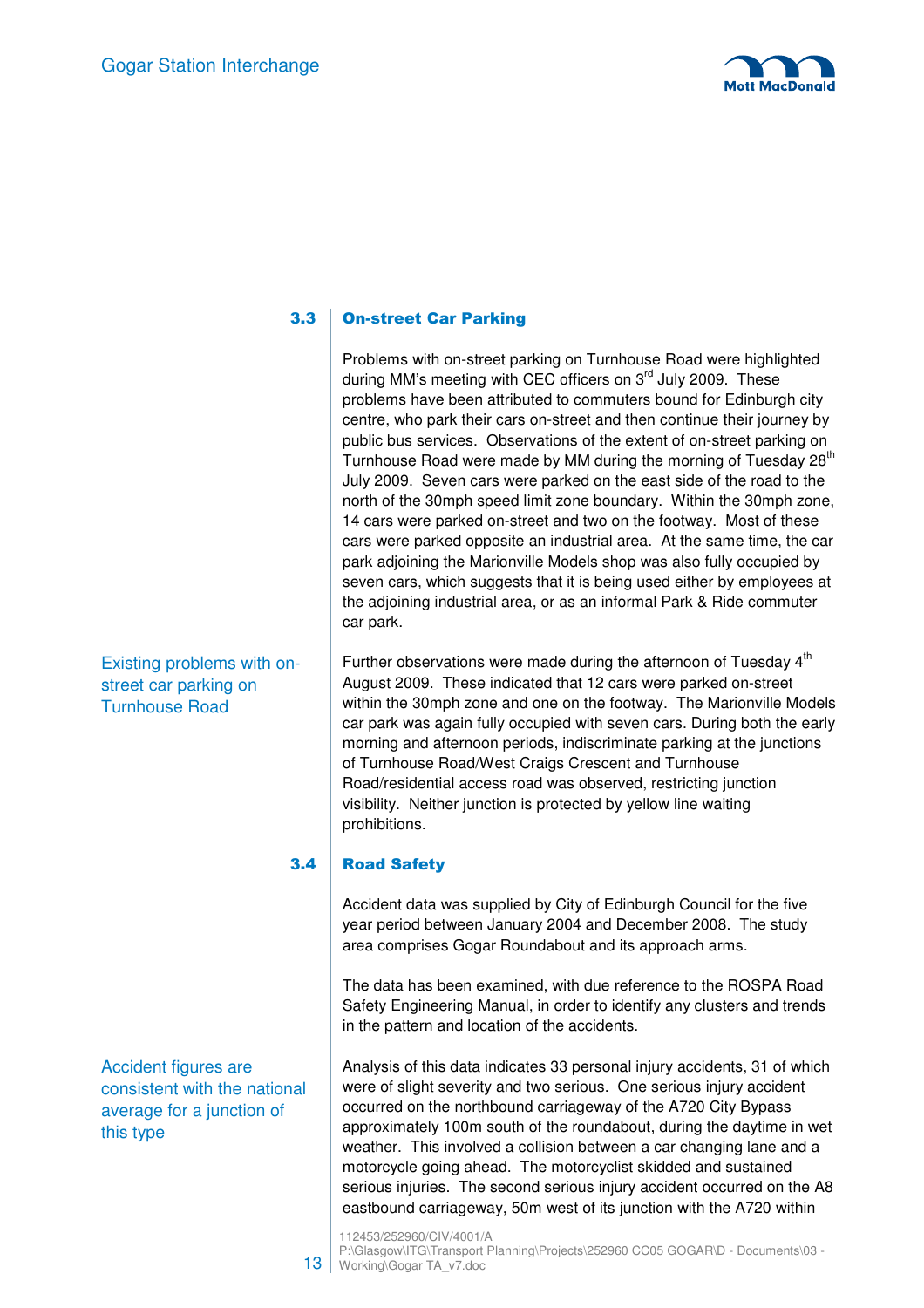## 3.3 On-street Car Parking

Problems with on-street parking on Turnhouse Road were highlighted during MM's meeting with CEC officers on 3rd July 2009. These problems have been attributed to commuters bound for Edinburgh city centre, who park their cars on-street and then continue their journey by public bus services. Observations of the extent of on-street parking on Turnhouse Road were made by MM during the morning of Tuesday 28th July 2009. Seven cars were parked on the east side of the road to the north of the 30mph speed limit zone boundary. Within the 30mph zone, 14 cars were parked on-street and two on the footway. Most of these cars were parked opposite an industrial area. At the same time, the car park adjoining the Marionville Models shop was also fully occupied by seven cars, which suggests that it is being used either by employees at the adjoining industrial area, or as an informal Park & Ride commuter car park.

Existing problems with on-street car parking on Turnhouse Road

Further observations were made during the afternoon of Tuesday 4th August 2009. These indicated that 12 cars were parked on-street within the 30mph zone and one on the footway. The Marionville Models car park was again fully occupied with seven cars. During both the early morning and afternoon periods, indiscriminate parking at the junctions of Turnhouse Road/West Craigs Crescent and Turnhouse Road/residential access road was observed, restricting junction visibility. Neither junction is protected by yellow line waiting prohibitions.

## 3.4 Road Safety

Accident data was supplied by City of Edinburgh Council for the five year period between January 2004 and December 2008. The study area comprises Gogar Roundabout and its approach arms.

The data has been examined, with due reference to the ROSPA Road Safety Engineering Manual, in order to identify any clusters and trends in the pattern and location of the accidents.

Accident figures are consistent with the national average for a junction of this type

Analysis of this data indicates 33 personal injury accidents, 31 of which were of slight severity and two serious. One serious injury accident occurred on the northbound carriageway of the A720 City Bypass approximately 100m south of the roundabout, during the daytime in wet weather. This involved a collision between a car changing lane and a motorcycle going ahead. The motorcyclist skidded and sustained serious injuries. The second serious injury accident occurred on the A8 eastbound carriageway, 50m west of its junction with the A720 within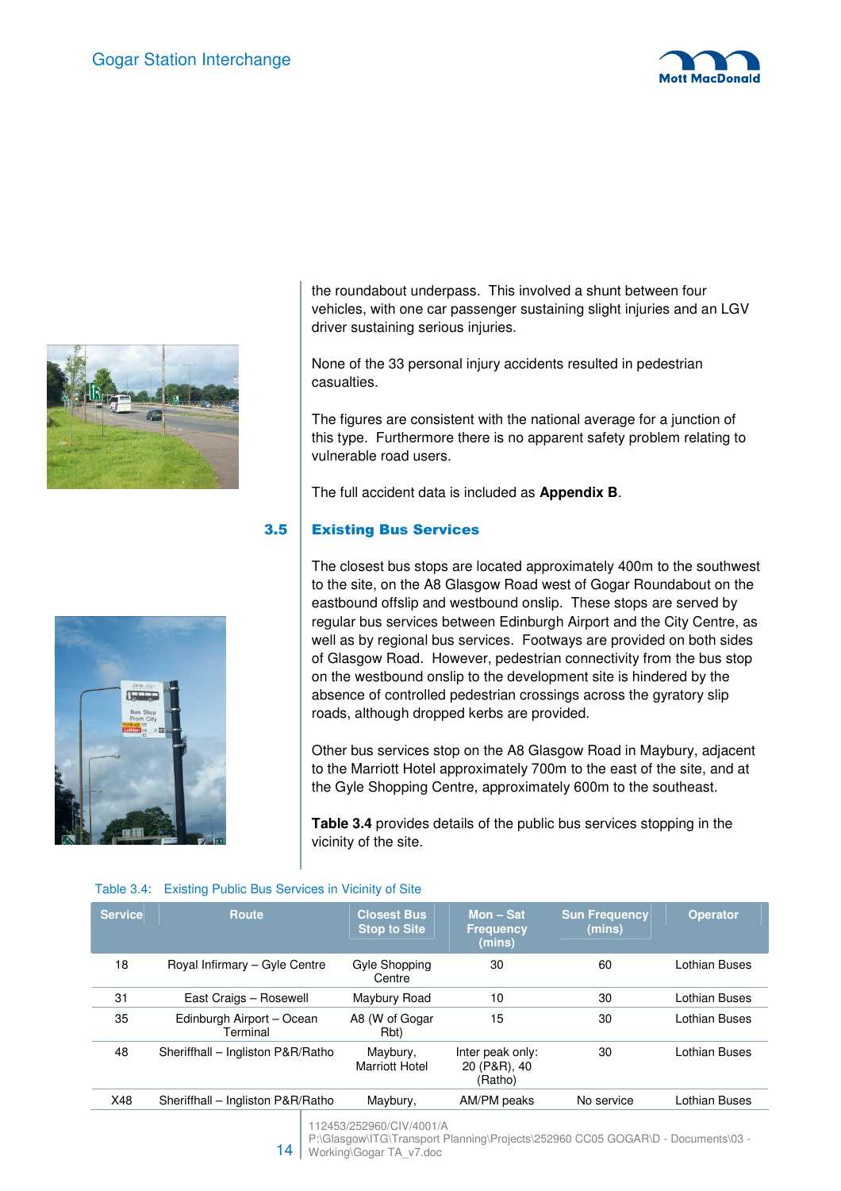the roundabout underpass. This involved a shunt between four vehicles, with one car passenger sustaining slight injuries and an LGV driver sustaining serious injuries.

None of the 33 personal injury accidents resulted in pedestrian casualties.

The figures are consistent with the national average for a junction of this type. Furthermore there is no apparent safety problem relating to vulnerable road users.

The full accident data is included as **Appendix B**.

## 3.5 Existing Bus Services

The closest bus stops are located approximately 400m to the southwest to the site, on the A8 Glasgow Road west of Gogar Roundabout on the eastbound offslip and westbound onslip. These stops are served by regular bus services between Edinburgh Airport and the City Centre, as well as by regional bus services. Footways are provided on both sides of Glasgow Road. However, pedestrian connectivity from the bus stop on the westbound onslip to the development site is hindered by the absence of controlled pedestrian crossings across the gyratory slip roads, although dropped kerbs are provided.

Other bus services stop on the A8 Glasgow Road in Maybury, adjacent to the Marriott Hotel approximately 700m to the east of the site, and at the Gyle Shopping Centre, approximately 600m to the southeast.

**Table 3.4** provides details of the public bus services stopping in the vicinity of the site.

Table 3.4: Existing Public Bus Services in Vicinity of Site

| Service | Route | Closest Bus Stop to Site | Mon – Sat Frequency (mins) | Sun Frequency (mins) | Operator |
|---|---|---|---|---|---|
| 18 | Royal Infirmary – Gyle Centre | Gyle Shopping Centre | 30 | 60 | Lothian Buses |
| 31 | East Craigs – Rosewell | Maybury Road | 10 | 30 | Lothian Buses |
| 35 | Edinburgh Airport – Ocean Terminal | A8 (W of Gogar Rbt) | 15 | 30 | Lothian Buses |
| 48 | Sheriffhall – Ingliston P&R/Ratho | Maybury, Marriott Hotel | Inter peak only: 20 (P&R), 40 (Ratho) | 30 | Lothian Buses |
| X48 | Sheriffhall – Ingliston P&R/Ratho | Maybury, | AM/PM peaks | No service | Lothian Buses |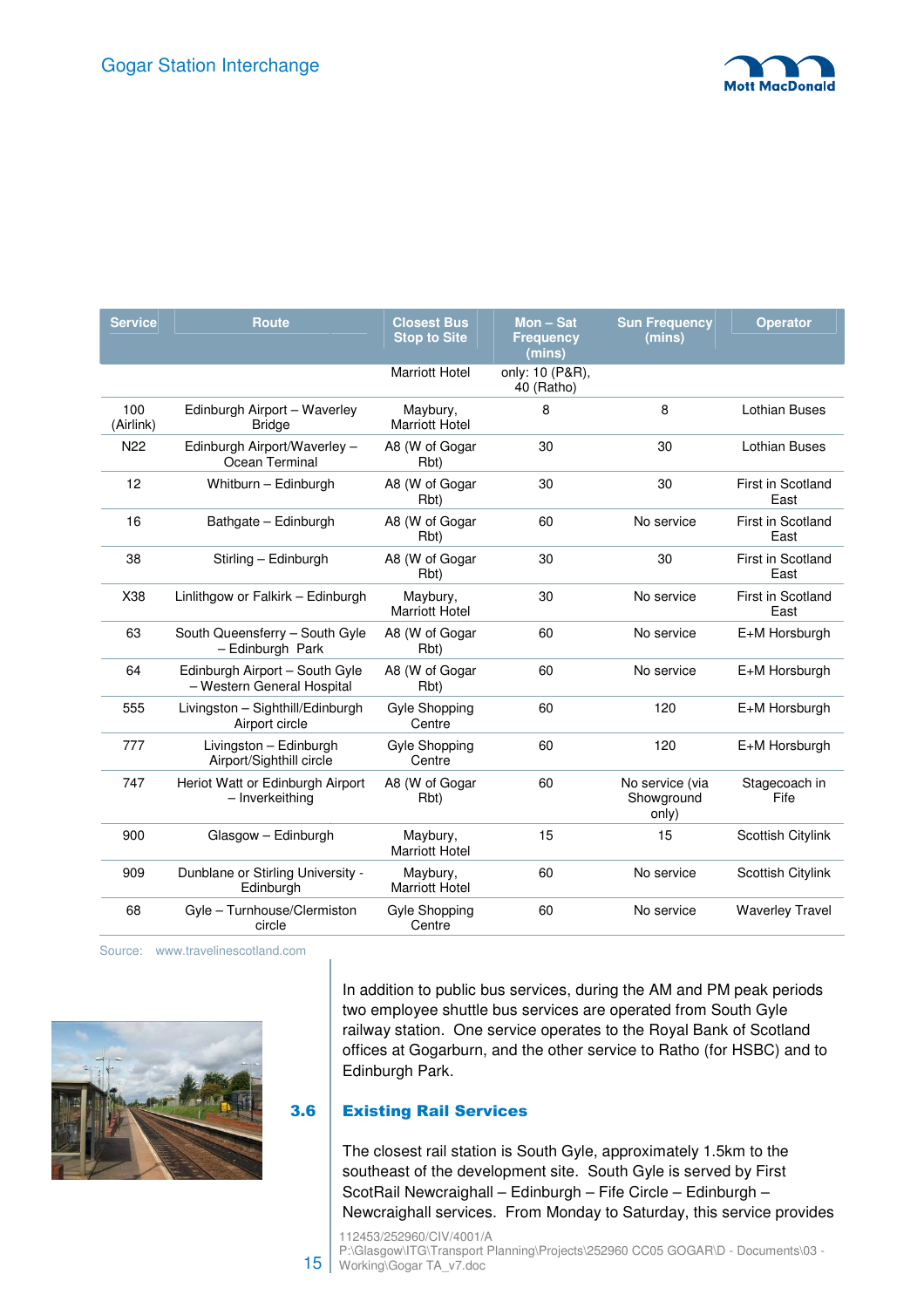| Service | Route | Closest Bus Stop to Site | Mon – Sat Frequency (mins) | Sun Frequency (mins) | Operator |
|---|---|---|---|---|---|
| | | Marriott Hotel | only: 10 (P&R), 40 (Ratho) | | |
| 100 (Airlink) | Edinburgh Airport – Waverley Bridge | Maybury, Marriott Hotel | 8 | 8 | Lothian Buses |
| N22 | Edinburgh Airport/Waverley – Ocean Terminal | A8 (W of Gogar Rbt) | 30 | 30 | Lothian Buses |
| 12 | Whitburn – Edinburgh | A8 (W of Gogar Rbt) | 30 | 30 | First in Scotland East |
| 16 | Bathgate – Edinburgh | A8 (W of Gogar Rbt) | 60 | No service | First in Scotland East |
| 38 | Stirling – Edinburgh | A8 (W of Gogar Rbt) | 30 | 30 | First in Scotland East |
| X38 | Linlithgow or Falkirk – Edinburgh | Maybury, Marriott Hotel | 30 | No service | First in Scotland East |
| 63 | South Queensferry – South Gyle – Edinburgh Park | A8 (W of Gogar Rbt) | 60 | No service | E+M Horsburgh |
| 64 | Edinburgh Airport – South Gyle – Western General Hospital | A8 (W of Gogar Rbt) | 60 | No service | E+M Horsburgh |
| 555 | Livingston – Sighthill/Edinburgh Airport circle | Gyle Shopping Centre | 60 | 120 | E+M Horsburgh |
| 777 | Livingston – Edinburgh Airport/Sighthill circle | Gyle Shopping Centre | 60 | 120 | E+M Horsburgh |
| 747 | Heriot Watt or Edinburgh Airport – Inverkeithing | A8 (W of Gogar Rbt) | 60 | No service (via Showground only) | Stagecoach in Fife |
| 900 | Glasgow – Edinburgh | Maybury, Marriott Hotel | 15 | 15 | Scottish Citylink |
| 909 | Dunblane or Stirling University - Edinburgh | Maybury, Marriott Hotel | 60 | No service | Scottish Citylink |
| 68 | Gyle – Turnhouse/Clermiston circle | Gyle Shopping Centre | 60 | No service | Waverley Travel |

Source: www.travelinescotland.com

In addition to public bus services, during the AM and PM peak periods two employee shuttle bus services are operated from South Gyle railway station. One service operates to the Royal Bank of Scotland offices at Gogarburn, and the other service to Ratho (for HSBC) and to Edinburgh Park.

## 3.6 Existing Rail Services

The closest rail station is South Gyle, approximately 1.5km to the southeast of the development site. South Gyle is served by First ScotRail Newcraighall – Edinburgh – Fife Circle – Edinburgh – Newcraighall services. From Monday to Saturday, this service provides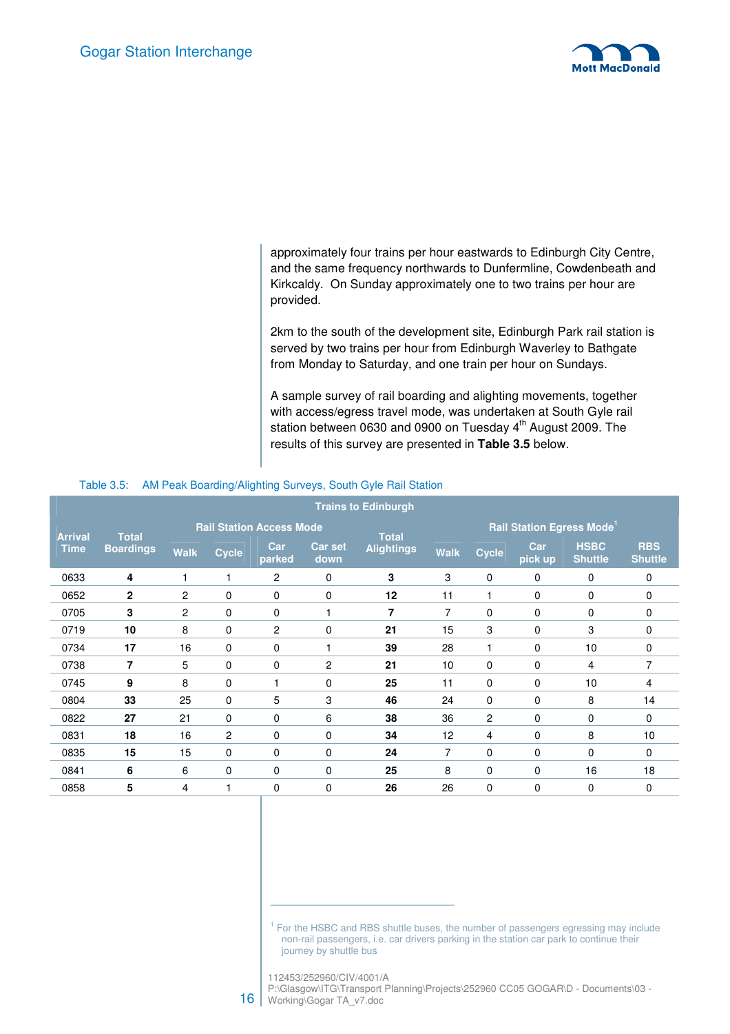approximately four trains per hour eastwards to Edinburgh City Centre, and the same frequency northwards to Dunfermline, Cowdenbeath and Kirkcaldy. On Sunday approximately one to two trains per hour are provided.

2km to the south of the development site, Edinburgh Park rail station is served by two trains per hour from Edinburgh Waverley to Bathgate from Monday to Saturday, and one train per hour on Sundays.

A sample survey of rail boarding and alighting movements, together with access/egress travel mode, was undertaken at South Gyle rail station between 0630 and 0900 on Tuesday 4th August 2009. The results of this survey are presented in **Table 3.5** below.

Table 3.5: AM Peak Boarding/Alighting Surveys, South Gyle Rail Station

| Trains to Edinburgh | | | | | | | | | | | | |
|---|---|---|---|---|---|---|---|---|---|---|---|---|
| Arrival Time | Total Boardings | Rail Station Access Mode | | | | Total Alightings | Rail Station Egress Mode[1] | | | | |
| | | Walk | Cycle | Car parked | Car set down | | Walk | Cycle | Car pick up | HSBC Shuttle | RBS Shuttle |
| 0633 | **4** | 1 | 1 | 2 | 0 | **3** | 3 | 0 | 0 | 0 | 0 |
| 0652 | **2** | 2 | 0 | 0 | 0 | **12** | 11 | 1 | 0 | 0 | 0 |
| 0705 | **3** | 2 | 0 | 0 | 1 | **7** | 7 | 0 | 0 | 0 | 0 |
| 0719 | **10** | 8 | 0 | 2 | 0 | **21** | 15 | 3 | 0 | 3 | 0 |
| 0734 | **17** | 16 | 0 | 0 | 1 | **39** | 28 | 1 | 0 | 10 | 0 |
| 0738 | **7** | 5 | 0 | 0 | 2 | **21** | 10 | 0 | 0 | 4 | 7 |
| 0745 | **9** | 8 | 0 | 1 | 0 | **25** | 11 | 0 | 0 | 10 | 4 |
| 0804 | **33** | 25 | 0 | 5 | 3 | **46** | 24 | 0 | 0 | 8 | 14 |
| 0822 | **27** | 21 | 0 | 0 | 6 | **38** | 36 | 2 | 0 | 0 | 0 |
| 0831 | **18** | 16 | 2 | 0 | 0 | **34** | 12 | 4 | 0 | 8 | 10 |
| 0835 | **15** | 15 | 0 | 0 | 0 | **24** | 7 | 0 | 0 | 0 | 0 |
| 0841 | **6** | 6 | 0 | 0 | 0 | **25** | 8 | 0 | 0 | 16 | 18 |
| 0858 | **5** | 4 | 1 | 0 | 0 | **26** | 26 | 0 | 0 | 0 | 0 |

[1] For the HSBC and RBS shuttle buses, the number of passengers egressing may include non-rail passengers, i.e. car drivers parking in the station car park to continue their journey by shuttle bus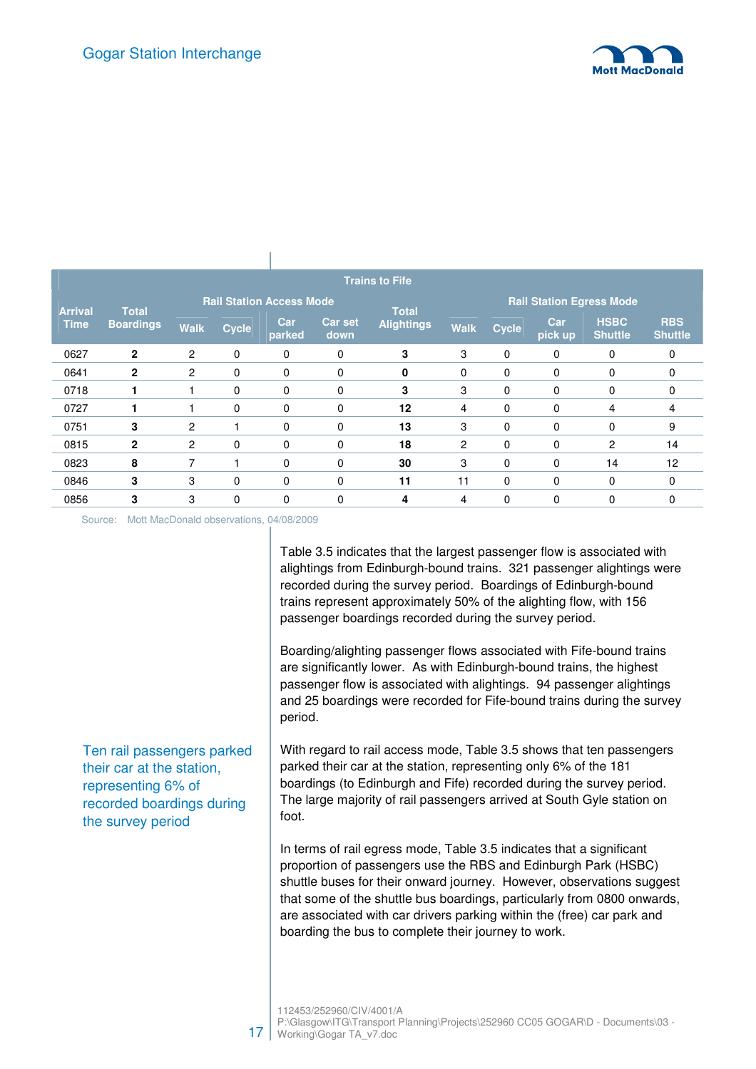| Trains to Fife | | | | | | | | | | | | |
|---|---|---|---|---|---|---|---|---|---|---|---|---|
| Arrival Time | Total Boardings | Rail Station Access Mode | | | | Total Alightings | Rail Station Egress Mode | | | | | |
| | | Walk | Cycle | Car parked | Car set down | | Walk | Cycle | Car pick up | HSBC Shuttle | RBS Shuttle |
| 0627 | **2** | 2 | 0 | 0 | 0 | **3** | 3 | 0 | 0 | 0 | 0 |
| 0641 | **2** | 2 | 0 | 0 | 0 | **0** | 0 | 0 | 0 | 0 | 0 |
| 0718 | **1** | 1 | 0 | 0 | 0 | **3** | 3 | 0 | 0 | 0 | 0 |
| 0727 | **1** | 1 | 0 | 0 | 0 | **12** | 4 | 0 | 0 | 4 | 4 |
| 0751 | **3** | 2 | 1 | 0 | 0 | **13** | 3 | 0 | 0 | 0 | 9 |
| 0815 | **2** | 2 | 0 | 0 | 0 | **18** | 2 | 0 | 0 | 2 | 14 |
| 0823 | **8** | 7 | 1 | 0 | 0 | **30** | 3 | 0 | 0 | 14 | 12 |
| 0846 | **3** | 3 | 0 | 0 | 0 | **11** | 11 | 0 | 0 | 0 | 0 |
| 0856 | **3** | 3 | 0 | 0 | 0 | **4** | 4 | 0 | 0 | 0 | 0 |

Source: Mott MacDonald observations, 04/08/2009

Table 3.5 indicates that the largest passenger flow is associated with alightings from Edinburgh-bound trains. 321 passenger alightings were recorded during the survey period. Boardings of Edinburgh-bound trains represent approximately 50% of the alighting flow, with 156 passenger boardings recorded during the survey period.

Boarding/alighting passenger flows associated with Fife-bound trains are significantly lower. As with Edinburgh-bound trains, the highest passenger flow is associated with alightings. 94 passenger alightings and 25 boardings were recorded for Fife-bound trains during the survey period.

Ten rail passengers parked their car at the station, representing 6% of recorded boardings during the survey period

With regard to rail access mode, Table 3.5 shows that ten passengers parked their car at the station, representing only 6% of the 181 boardings (to Edinburgh and Fife) recorded during the survey period. The large majority of rail passengers arrived at South Gyle station on foot.

In terms of rail egress mode, Table 3.5 indicates that a significant proportion of passengers use the RBS and Edinburgh Park (HSBC) shuttle buses for their onward journey. However, observations suggest that some of the shuttle bus boardings, particularly from 0800 onwards, are associated with car drivers parking within the (free) car park and boarding the bus to complete their journey to work.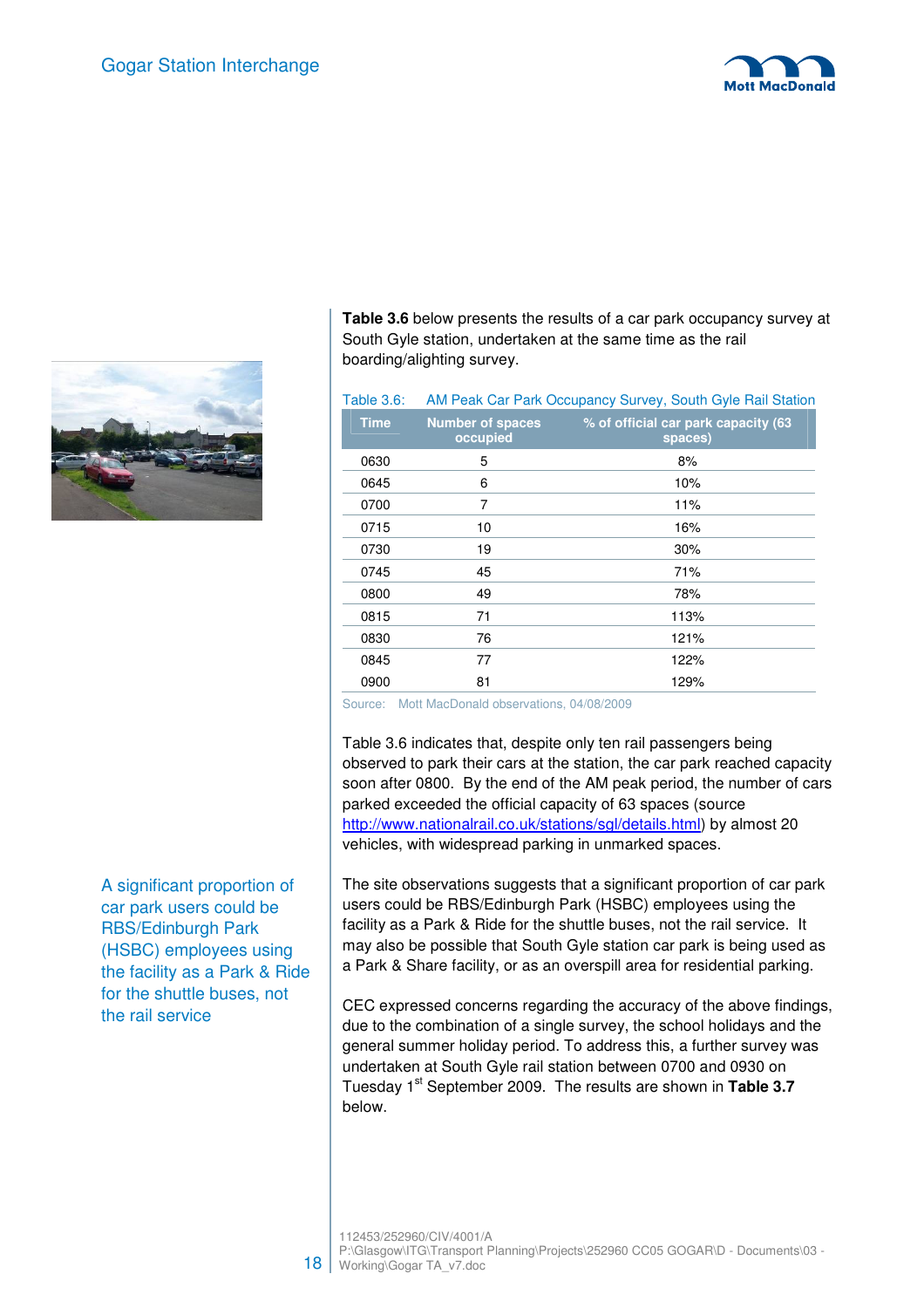**Table 3.6** below presents the results of a car park occupancy survey at South Gyle station, undertaken at the same time as the rail boarding/alighting survey.

Table 3.6: AM Peak Car Park Occupancy Survey, South Gyle Rail Station

| Time | Number of spaces occupied | % of official car park capacity (63 spaces) |
|---|---|---|
| 0630 | 5 | 8% |
| 0645 | 6 | 10% |
| 0700 | 7 | 11% |
| 0715 | 10 | 16% |
| 0730 | 19 | 30% |
| 0745 | 45 | 71% |
| 0800 | 49 | 78% |
| 0815 | 71 | 113% |
| 0830 | 76 | 121% |
| 0845 | 77 | 122% |
| 0900 | 81 | 129% |

Source: Mott MacDonald observations, 04/08/2009

Table 3.6 indicates that, despite only ten rail passengers being observed to park their cars at the station, the car park reached capacity soon after 0800. By the end of the AM peak period, the number of cars parked exceeded the official capacity of 63 spaces (source http://www.nationalrail.co.uk/stations/sgl/details.html) by almost 20 vehicles, with widespread parking in unmarked spaces.

A significant proportion of car park users could be RBS/Edinburgh Park (HSBC) employees using the facility as a Park & Ride for the shuttle buses, not the rail service

The site observations suggests that a significant proportion of car park users could be RBS/Edinburgh Park (HSBC) employees using the facility as a Park & Ride for the shuttle buses, not the rail service. It may also be possible that South Gyle station car park is being used as a Park & Share facility, or as an overspill area for residential parking.

CEC expressed concerns regarding the accuracy of the above findings, due to the combination of a single survey, the school holidays and the general summer holiday period. To address this, a further survey was undertaken at South Gyle rail station between 0700 and 0930 on Tuesday 1st September 2009. The results are shown in **Table 3.7** below.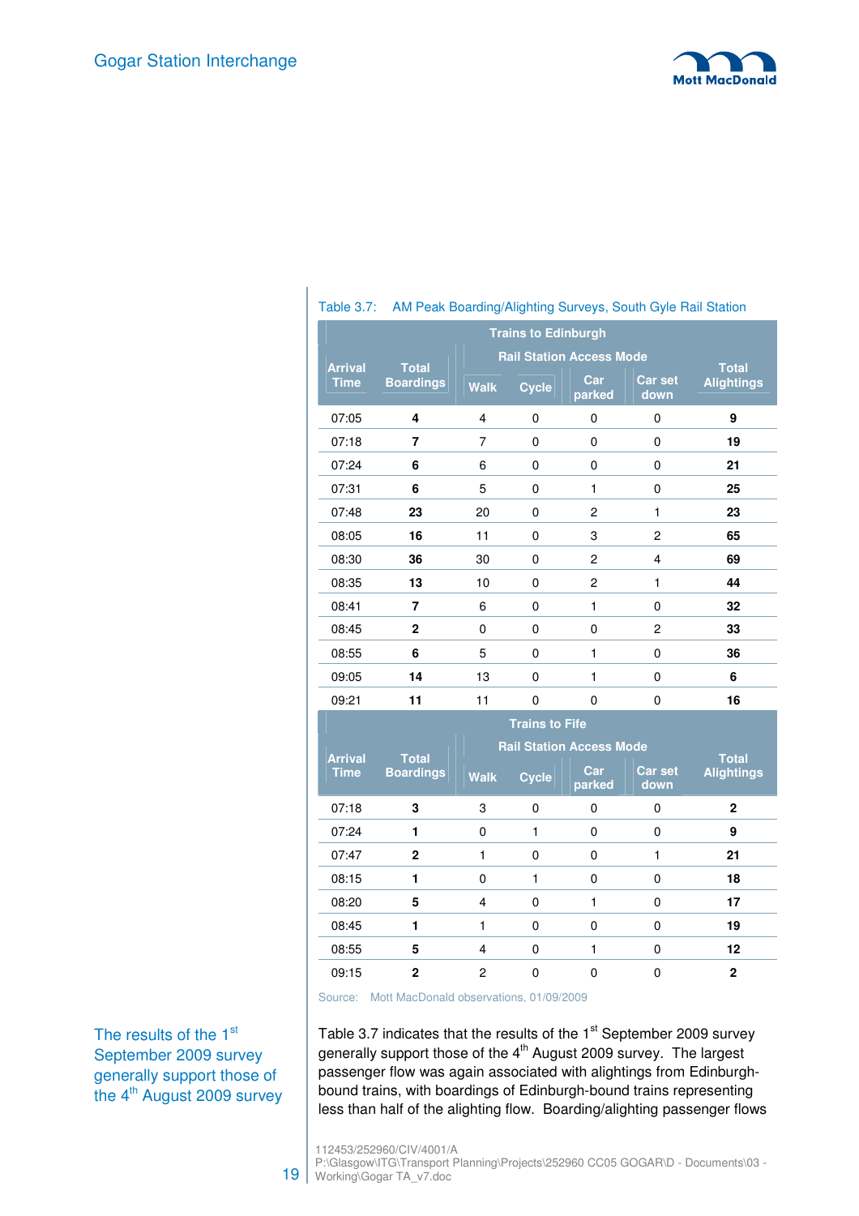Table 3.7: AM Peak Boarding/Alighting Surveys, South Gyle Rail Station

| Trains to Edinburgh | | | | | | |
|---|---|---|---|---|---|---|
| Arrival Time | Total Boardings | Rail Station Access Mode | | | | Total Alightings |
| | | Walk | Cycle | Car parked | Car set down | |
| 07:05 | **4** | 4 | 0 | 0 | 0 | **9** |
| 07:18 | **7** | 7 | 0 | 0 | 0 | **19** |
| 07:24 | **6** | 6 | 0 | 0 | 0 | **21** |
| 07:31 | **6** | 5 | 0 | 1 | 0 | **25** |
| 07:48 | **23** | 20 | 0 | 2 | 1 | **23** |
| 08:05 | **16** | 11 | 0 | 3 | 2 | **65** |
| 08:30 | **36** | 30 | 0 | 2 | 4 | **69** |
| 08:35 | **13** | 10 | 0 | 2 | 1 | **44** |
| 08:41 | **7** | 6 | 0 | 1 | 0 | **32** |
| 08:45 | **2** | 0 | 0 | 0 | 2 | **33** |
| 08:55 | **6** | 5 | 0 | 1 | 0 | **36** |
| 09:05 | **14** | 13 | 0 | 1 | 0 | **6** |
| 09:21 | **11** | 11 | 0 | 0 | 0 | **16** |
| **Trains to Fife** | | | | | | |
| Arrival Time | Total Boardings | Rail Station Access Mode | | | | Total Alightings |
| | | Walk | Cycle | Car parked | Car set down | |
| 07:18 | **3** | 3 | 0 | 0 | 0 | **2** |
| 07:24 | **1** | 0 | 1 | 0 | 0 | **9** |
| 07:47 | **2** | 1 | 0 | 0 | 1 | **21** |
| 08:15 | **1** | 0 | 1 | 0 | 0 | **18** |
| 08:20 | **5** | 4 | 0 | 1 | 0 | **17** |
| 08:45 | **1** | 1 | 0 | 0 | 0 | **19** |
| 08:55 | **5** | 4 | 0 | 1 | 0 | **12** |
| 09:15 | **2** | 2 | 0 | 0 | 0 | **2** |

Source: Mott MacDonald observations, 01/09/2009

The results of the 1st September 2009 survey generally support those of the 4th August 2009 survey

Table 3.7 indicates that the results of the 1st September 2009 survey generally support those of the 4th August 2009 survey. The largest passenger flow was again associated with alightings from Edinburgh-bound trains, with boardings of Edinburgh-bound trains representing less than half of the alighting flow. Boarding/alighting passenger flows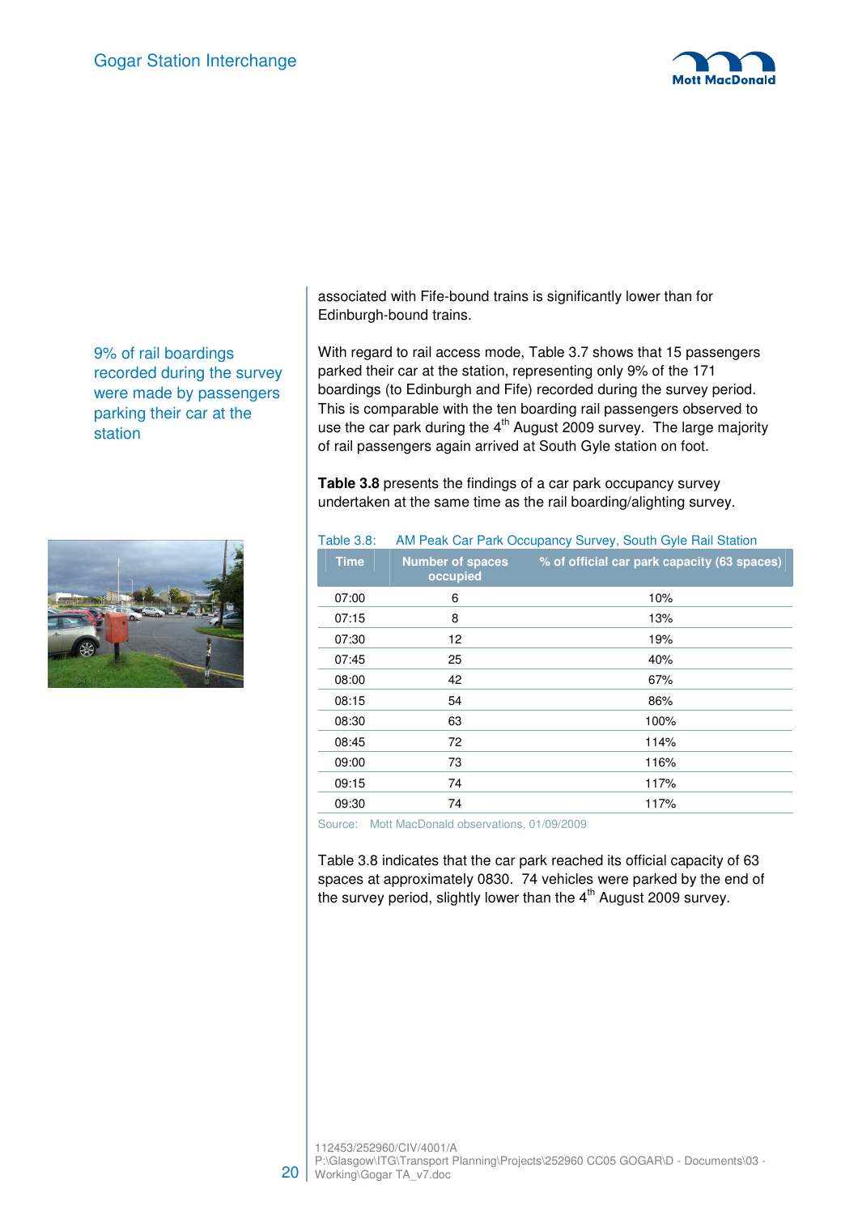associated with Fife-bound trains is significantly lower than for Edinburgh-bound trains.

9% of rail boardings recorded during the survey were made by passengers parking their car at the station

With regard to rail access mode, Table 3.7 shows that 15 passengers parked their car at the station, representing only 9% of the 171 boardings (to Edinburgh and Fife) recorded during the survey period. This is comparable with the ten boarding rail passengers observed to use the car park during the 4th August 2009 survey. The large majority of rail passengers again arrived at South Gyle station on foot.

**Table 3.8** presents the findings of a car park occupancy survey undertaken at the same time as the rail boarding/alighting survey.

Table 3.8: AM Peak Car Park Occupancy Survey, South Gyle Rail Station

| Time | Number of spaces occupied | % of official car park capacity (63 spaces) |
|---|---|---|
| 07:00 | 6 | 10% |
| 07:15 | 8 | 13% |
| 07:30 | 12 | 19% |
| 07:45 | 25 | 40% |
| 08:00 | 42 | 67% |
| 08:15 | 54 | 86% |
| 08:30 | 63 | 100% |
| 08:45 | 72 | 114% |
| 09:00 | 73 | 116% |
| 09:15 | 74 | 117% |
| 09:30 | 74 | 117% |

Source: Mott MacDonald observations, 01/09/2009

Table 3.8 indicates that the car park reached its official capacity of 63 spaces at approximately 0830. 74 vehicles were parked by the end of the survey period, slightly lower than the 4th August 2009 survey.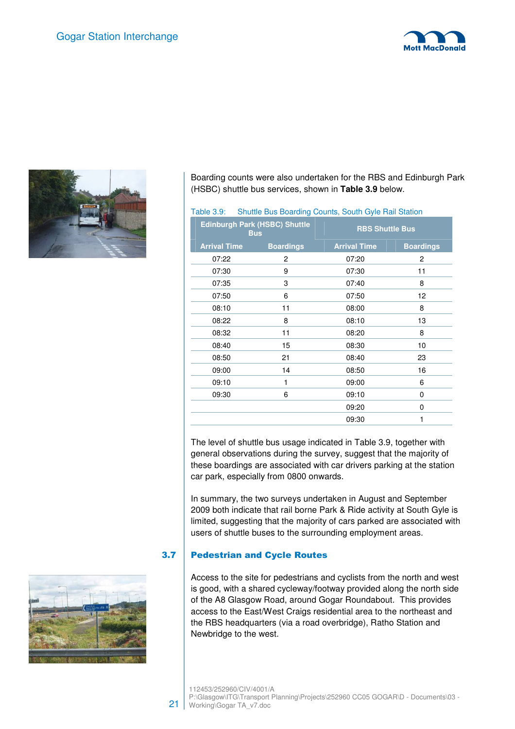Boarding counts were also undertaken for the RBS and Edinburgh Park (HSBC) shuttle bus services, shown in **Table 3.9** below.

Table 3.9: Shuttle Bus Boarding Counts, South Gyle Rail Station

| Edinburgh Park (HSBC) Shuttle Bus | | RBS Shuttle Bus | |
|---|---|---|---|
| **Arrival Time** | **Boardings** | **Arrival Time** | **Boardings** |
| 07:22 | 2 | 07:20 | 2 |
| 07:30 | 9 | 07:30 | 11 |
| 07:35 | 3 | 07:40 | 8 |
| 07:50 | 6 | 07:50 | 12 |
| 08:10 | 11 | 08:00 | 8 |
| 08:22 | 8 | 08:10 | 13 |
| 08:32 | 11 | 08:20 | 8 |
| 08:40 | 15 | 08:30 | 10 |
| 08:50 | 21 | 08:40 | 23 |
| 09:00 | 14 | 08:50 | 16 |
| 09:10 | 1 | 09:00 | 6 |
| 09:30 | 6 | 09:10 | 0 |
| | | 09:20 | 0 |
| | | 09:30 | 1 |

The level of shuttle bus usage indicated in Table 3.9, together with general observations during the survey, suggest that the majority of these boardings are associated with car drivers parking at the station car park, especially from 0800 onwards.

In summary, the two surveys undertaken in August and September 2009 both indicate that rail borne Park & Ride activity at South Gyle is limited, suggesting that the majority of cars parked are associated with users of shuttle buses to the surrounding employment areas.

## 3.7 Pedestrian and Cycle Routes

Access to the site for pedestrians and cyclists from the north and west is good, with a shared cycleway/footway provided along the north side of the A8 Glasgow Road, around Gogar Roundabout. This provides access to the East/West Craigs residential area to the northeast and the RBS headquarters (via a road overbridge), Ratho Station and Newbridge to the west.

112453/252960/CIV/4001/A
P:\Glasgow\ITG\Transport Planning\Projects\252960 CC05 GOGAR\D - Documents\03 - Working\Gogar TA_v7.doc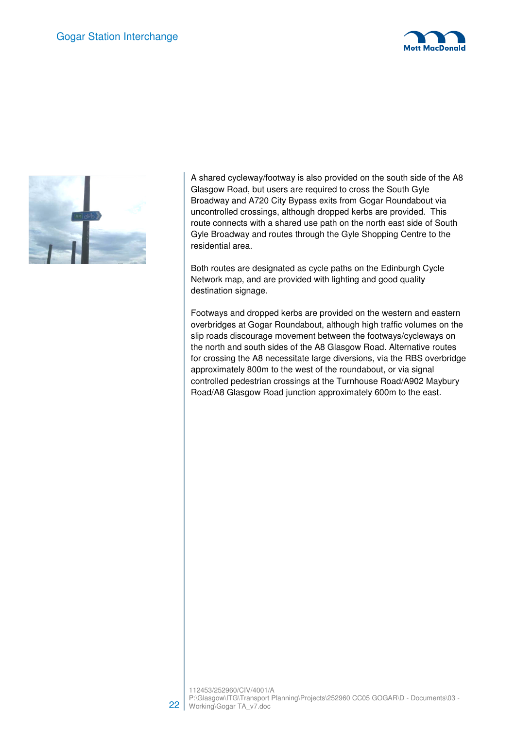A shared cycleway/footway is also provided on the south side of the A8 Glasgow Road, but users are required to cross the South Gyle Broadway and A720 City Bypass exits from Gogar Roundabout via uncontrolled crossings, although dropped kerbs are provided. This route connects with a shared use path on the north east side of South Gyle Broadway and routes through the Gyle Shopping Centre to the residential area.

Both routes are designated as cycle paths on the Edinburgh Cycle Network map, and are provided with lighting and good quality destination signage.

Footways and dropped kerbs are provided on the western and eastern overbridges at Gogar Roundabout, although high traffic volumes on the slip roads discourage movement between the footways/cycleways on the north and south sides of the A8 Glasgow Road. Alternative routes for crossing the A8 necessitate large diversions, via the RBS overbridge approximately 800m to the west of the roundabout, or via signal controlled pedestrian crossings at the Turnhouse Road/A902 Maybury Road/A8 Glasgow Road junction approximately 600m to the east.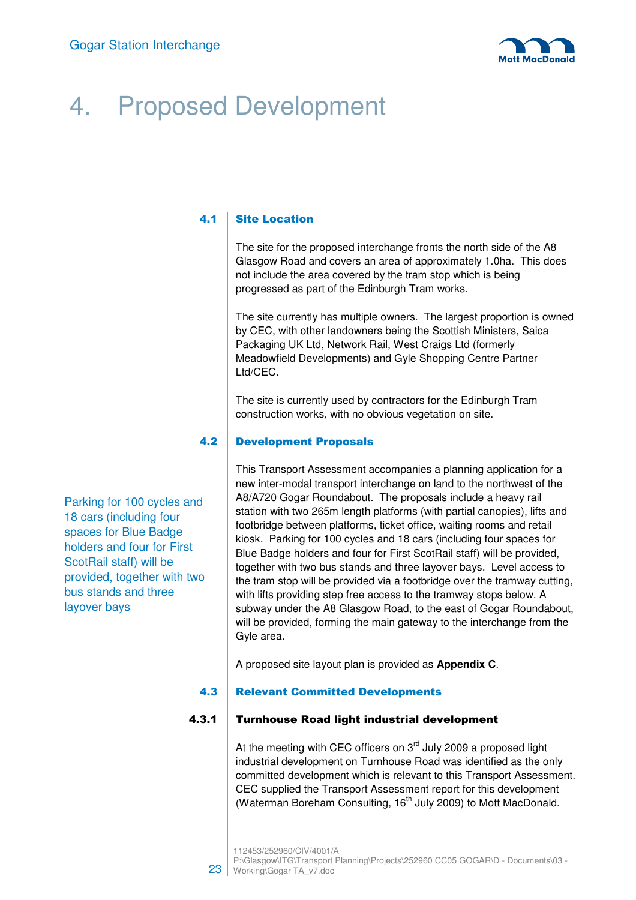# 4. Proposed Development

## 4.1 Site Location

The site for the proposed interchange fronts the north side of the A8 Glasgow Road and covers an area of approximately 1.0ha. This does not include the area covered by the tram stop which is being progressed as part of the Edinburgh Tram works.

The site currently has multiple owners. The largest proportion is owned by CEC, with other landowners being the Scottish Ministers, Saica Packaging UK Ltd, Network Rail, West Craigs Ltd (formerly Meadowfield Developments) and Gyle Shopping Centre Partner Ltd/CEC.

The site is currently used by contractors for the Edinburgh Tram construction works, with no obvious vegetation on site.

## 4.2 Development Proposals

Parking for 100 cycles and 18 cars (including four spaces for Blue Badge holders and four for First ScotRail staff) will be provided, together with two bus stands and three layover bays

This Transport Assessment accompanies a planning application for a new inter-modal transport interchange on land to the northwest of the A8/A720 Gogar Roundabout. The proposals include a heavy rail station with two 265m length platforms (with partial canopies), lifts and footbridge between platforms, ticket office, waiting rooms and retail kiosk. Parking for 100 cycles and 18 cars (including four spaces for Blue Badge holders and four for First ScotRail staff) will be provided, together with two bus stands and three layover bays. Level access to the tram stop will be provided via a footbridge over the tramway cutting, with lifts providing step free access to the tramway stops below. A subway under the A8 Glasgow Road, to the east of Gogar Roundabout, will be provided, forming the main gateway to the interchange from the Gyle area.

A proposed site layout plan is provided as **Appendix C**.

## 4.3 Relevant Committed Developments

### 4.3.1 Turnhouse Road light industrial development

At the meeting with CEC officers on 3rd July 2009 a proposed light industrial development on Turnhouse Road was identified as the only committed development which is relevant to this Transport Assessment. CEC supplied the Transport Assessment report for this development (Waterman Boreham Consulting, 16th July 2009) to Mott MacDonald.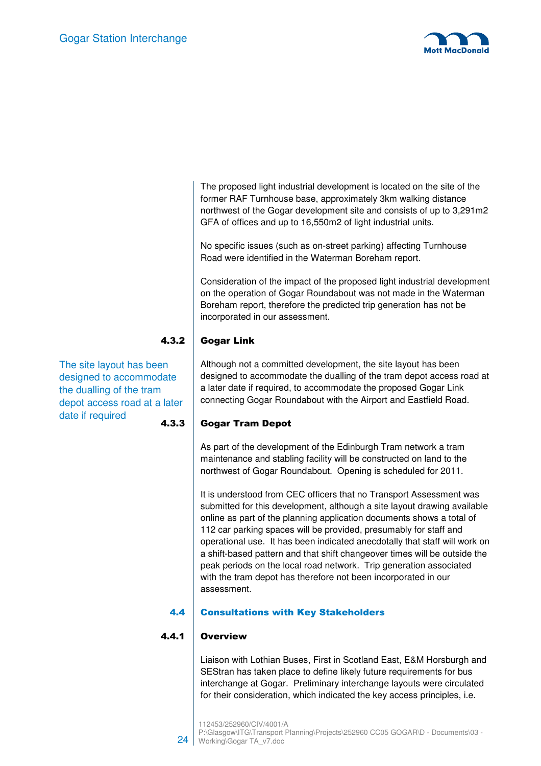The proposed light industrial development is located on the site of the former RAF Turnhouse base, approximately 3km walking distance northwest of the Gogar development site and consists of up to 3,291m2 GFA of offices and up to 16,550m2 of light industrial units.

No specific issues (such as on-street parking) affecting Turnhouse Road were identified in the Waterman Boreham report.

Consideration of the impact of the proposed light industrial development on the operation of Gogar Roundabout was not made in the Waterman Boreham report, therefore the predicted trip generation has not be incorporated in our assessment.

#### 4.3.2 Gogar Link

The site layout has been designed to accommodate the dualling of the tram depot access road at a later date if required

Although not a committed development, the site layout has been designed to accommodate the dualling of the tram depot access road at a later date if required, to accommodate the proposed Gogar Link connecting Gogar Roundabout with the Airport and Eastfield Road.

#### 4.3.3 Gogar Tram Depot

As part of the development of the Edinburgh Tram network a tram maintenance and stabling facility will be constructed on land to the northwest of Gogar Roundabout. Opening is scheduled for 2011.

It is understood from CEC officers that no Transport Assessment was submitted for this development, although a site layout drawing available online as part of the planning application documents shows a total of 112 car parking spaces will be provided, presumably for staff and operational use. It has been indicated anecdotally that staff will work on a shift-based pattern and that shift changeover times will be outside the peak periods on the local road network. Trip generation associated with the tram depot has therefore not been incorporated in our assessment.

### 4.4 Consultations with Key Stakeholders

#### 4.4.1 Overview

Liaison with Lothian Buses, First in Scotland East, E&M Horsburgh and SEStran has taken place to define likely future requirements for bus interchange at Gogar. Preliminary interchange layouts were circulated for their consideration, which indicated the key access principles, i.e.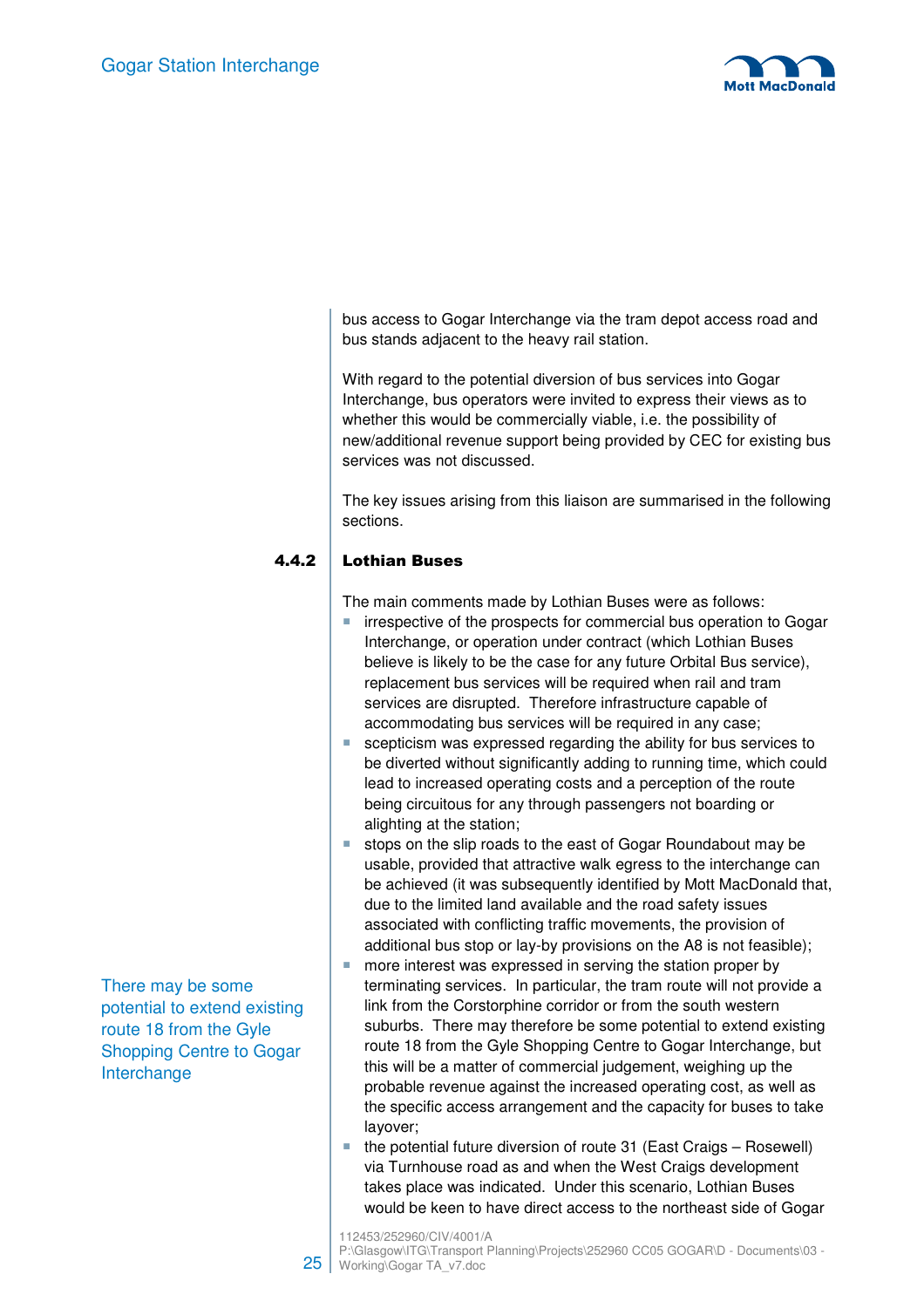bus access to Gogar Interchange via the tram depot access road and bus stands adjacent to the heavy rail station.

With regard to the potential diversion of bus services into Gogar Interchange, bus operators were invited to express their views as to whether this would be commercially viable, i.e. the possibility of new/additional revenue support being provided by CEC for existing bus services was not discussed.

The key issues arising from this liaison are summarised in the following sections.

### 4.4.2 Lothian Buses

The main comments made by Lothian Buses were as follows:

- irrespective of the prospects for commercial bus operation to Gogar Interchange, or operation under contract (which Lothian Buses believe is likely to be the case for any future Orbital Bus service), replacement bus services will be required when rail and tram services are disrupted. Therefore infrastructure capable of accommodating bus services will be required in any case;
- scepticism was expressed regarding the ability for bus services to be diverted without significantly adding to running time, which could lead to increased operating costs and a perception of the route being circuitous for any through passengers not boarding or alighting at the station;
- stops on the slip roads to the east of Gogar Roundabout may be usable, provided that attractive walk egress to the interchange can be achieved (it was subsequently identified by Mott MacDonald that, due to the limited land available and the road safety issues associated with conflicting traffic movements, the provision of additional bus stop or lay-by provisions on the A8 is not feasible);
- more interest was expressed in serving the station proper by terminating services. In particular, the tram route will not provide a link from the Corstorphine corridor or from the south western suburbs. There may therefore be some potential to extend existing route 18 from the Gyle Shopping Centre to Gogar Interchange, but this will be a matter of commercial judgement, weighing up the probable revenue against the increased operating cost, as well as the specific access arrangement and the capacity for buses to take layover;
- the potential future diversion of route 31 (East Craigs – Rosewell) via Turnhouse road as and when the West Craigs development takes place was indicated. Under this scenario, Lothian Buses would be keen to have direct access to the northeast side of Gogar

There may be some potential to extend existing route 18 from the Gyle Shopping Centre to Gogar Interchange

112453/252960/CIV/4001/A
P:\Glasgow\ITG\Transport Planning\Projects\252960 CC05 GOGAR\D - Documents\03 - Working\Gogar TA_v7.doc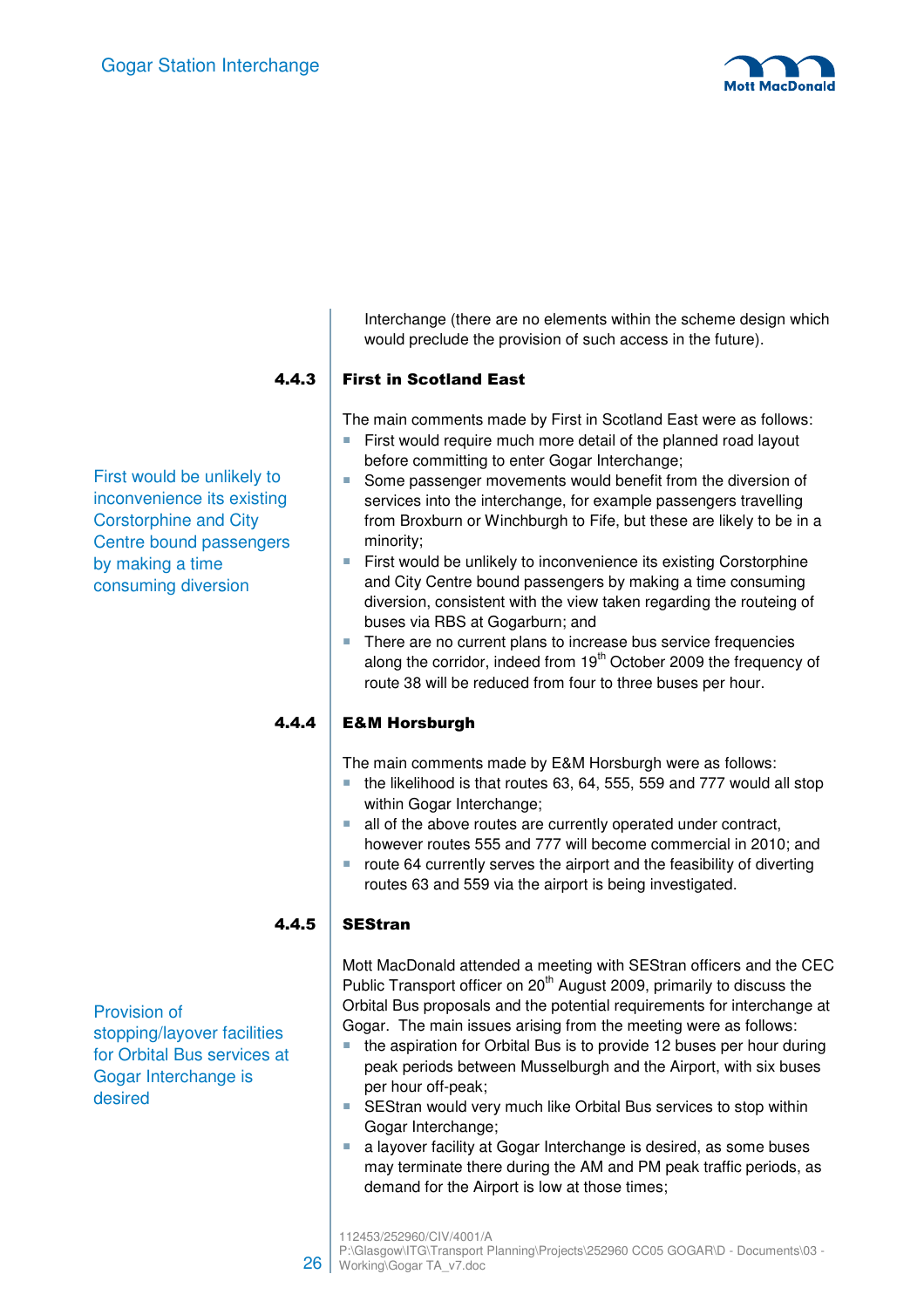Interchange (there are no elements within the scheme design which would preclude the provision of such access in the future).

### 4.4.3 First in Scotland East

First would be unlikely to inconvenience its existing Corstorphine and City Centre bound passengers by making a time consuming diversion

The main comments made by First in Scotland East were as follows:

- First would require much more detail of the planned road layout before committing to enter Gogar Interchange;
- Some passenger movements would benefit from the diversion of services into the interchange, for example passengers travelling from Broxburn or Winchburgh to Fife, but these are likely to be in a minority;
- First would be unlikely to inconvenience its existing Corstorphine and City Centre bound passengers by making a time consuming diversion, consistent with the view taken regarding the routeing of buses via RBS at Gogarburn; and
- There are no current plans to increase bus service frequencies along the corridor, indeed from 19th October 2009 the frequency of route 38 will be reduced from four to three buses per hour.

### 4.4.4 E&M Horsburgh

The main comments made by E&M Horsburgh were as follows:

- the likelihood is that routes 63, 64, 555, 559 and 777 would all stop within Gogar Interchange;
- all of the above routes are currently operated under contract, however routes 555 and 777 will become commercial in 2010; and
- route 64 currently serves the airport and the feasibility of diverting routes 63 and 559 via the airport is being investigated.

### 4.4.5 SEStran

Provision of stopping/layover facilities for Orbital Bus services at Gogar Interchange is desired

Mott MacDonald attended a meeting with SEStran officers and the CEC Public Transport officer on 20th August 2009, primarily to discuss the Orbital Bus proposals and the potential requirements for interchange at Gogar. The main issues arising from the meeting were as follows:

- the aspiration for Orbital Bus is to provide 12 buses per hour during peak periods between Musselburgh and the Airport, with six buses per hour off-peak;
- SEStran would very much like Orbital Bus services to stop within Gogar Interchange;
- a layover facility at Gogar Interchange is desired, as some buses may terminate there during the AM and PM peak traffic periods, as demand for the Airport is low at those times;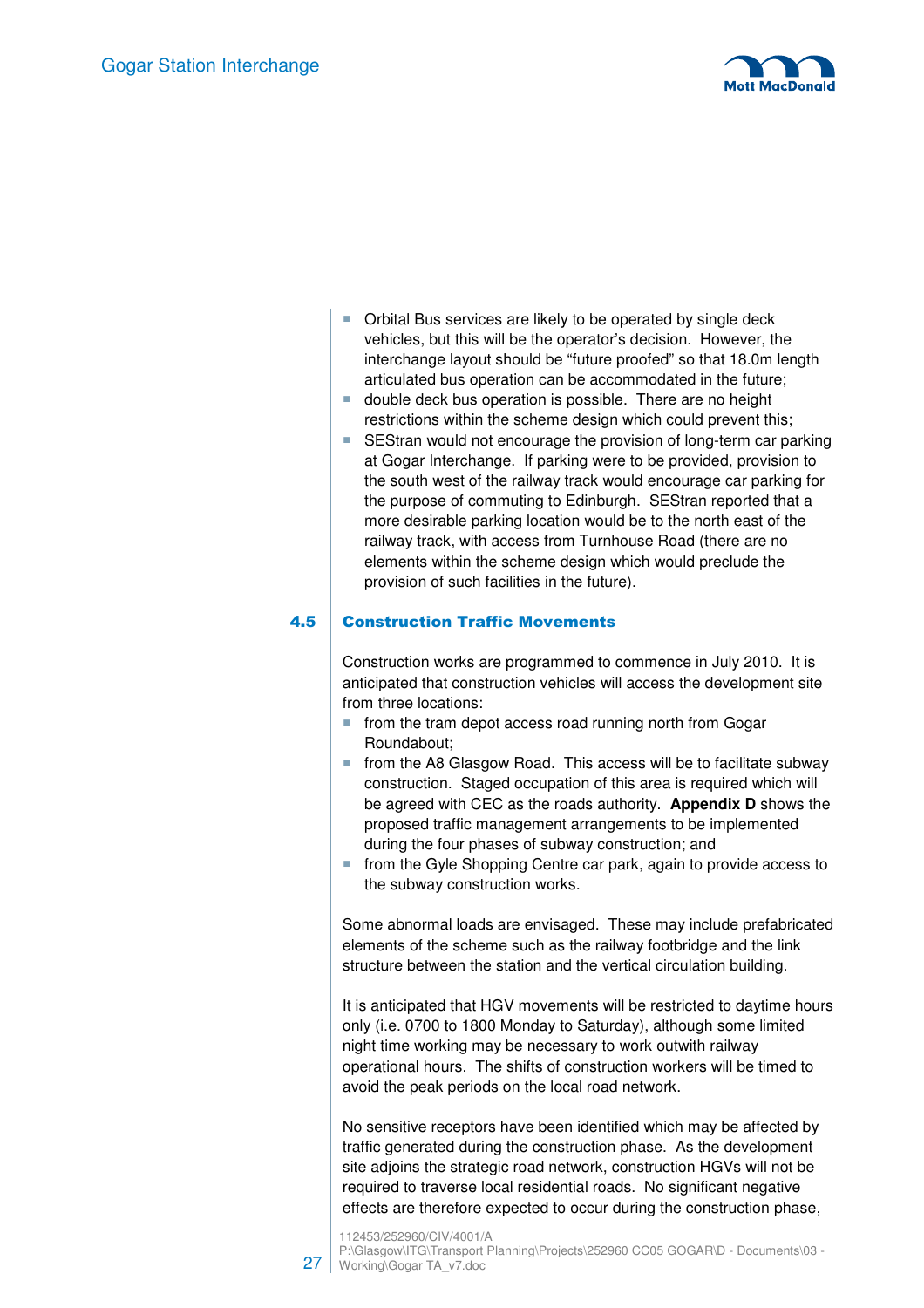- Orbital Bus services are likely to be operated by single deck vehicles, but this will be the operator's decision. However, the interchange layout should be "future proofed" so that 18.0m length articulated bus operation can be accommodated in the future;
- double deck bus operation is possible. There are no height restrictions within the scheme design which could prevent this;
- SEStran would not encourage the provision of long-term car parking at Gogar Interchange. If parking were to be provided, provision to the south west of the railway track would encourage car parking for the purpose of commuting to Edinburgh. SEStran reported that a more desirable parking location would be to the north east of the railway track, with access from Turnhouse Road (there are no elements within the scheme design which would preclude the provision of such facilities in the future).

## 4.5 Construction Traffic Movements

Construction works are programmed to commence in July 2010. It is anticipated that construction vehicles will access the development site from three locations:

- from the tram depot access road running north from Gogar Roundabout;
- from the A8 Glasgow Road. This access will be to facilitate subway construction. Staged occupation of this area is required which will be agreed with CEC as the roads authority. **Appendix D** shows the proposed traffic management arrangements to be implemented during the four phases of subway construction; and
- from the Gyle Shopping Centre car park, again to provide access to the subway construction works.

Some abnormal loads are envisaged. These may include prefabricated elements of the scheme such as the railway footbridge and the link structure between the station and the vertical circulation building.

It is anticipated that HGV movements will be restricted to daytime hours only (i.e. 0700 to 1800 Monday to Saturday), although some limited night time working may be necessary to work outwith railway operational hours. The shifts of construction workers will be timed to avoid the peak periods on the local road network.

No sensitive receptors have been identified which may be affected by traffic generated during the construction phase. As the development site adjoins the strategic road network, construction HGVs will not be required to traverse local residential roads. No significant negative effects are therefore expected to occur during the construction phase,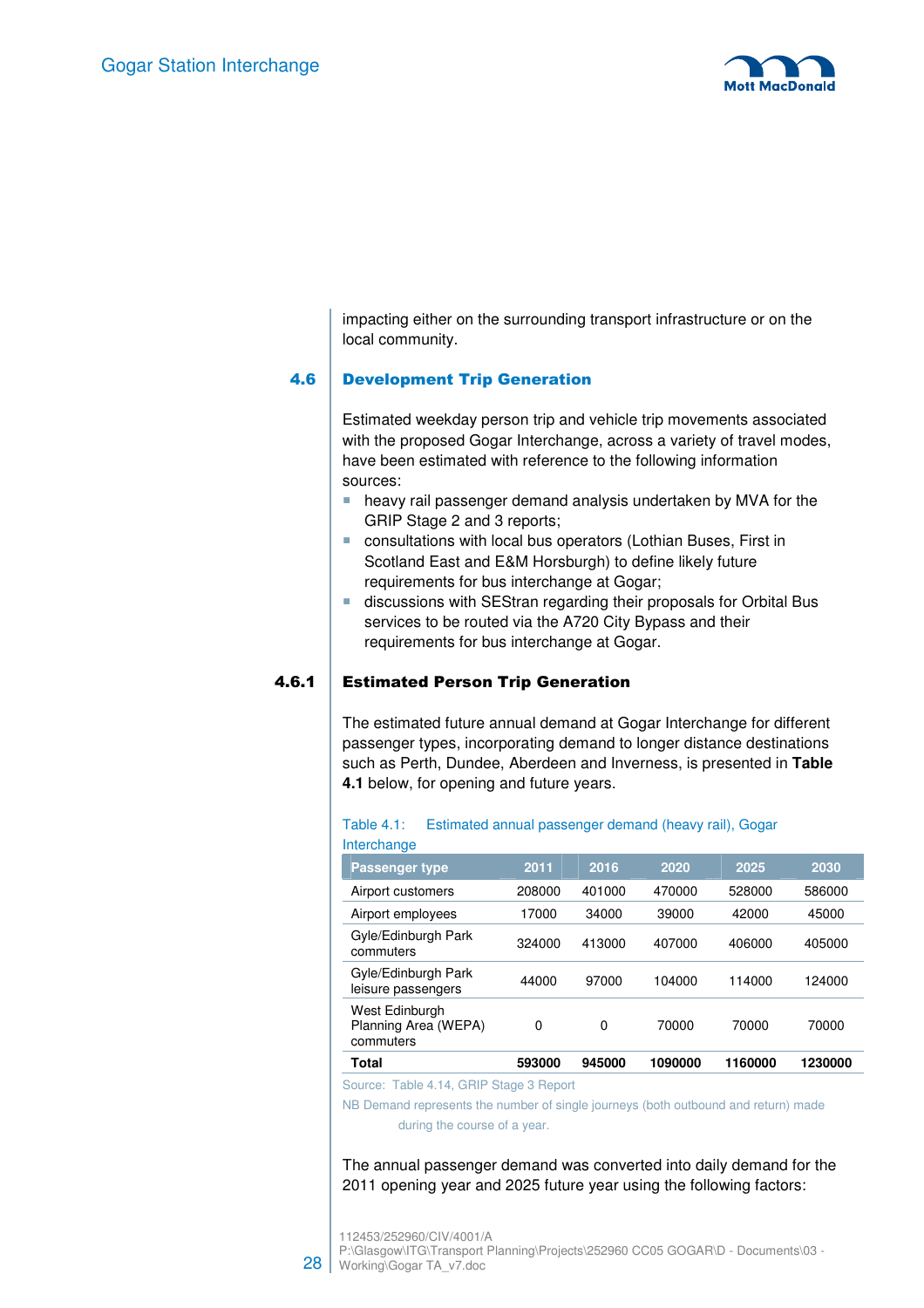impacting either on the surrounding transport infrastructure or on the local community.

## 4.6 Development Trip Generation

Estimated weekday person trip and vehicle trip movements associated with the proposed Gogar Interchange, across a variety of travel modes, have been estimated with reference to the following information sources:

- heavy rail passenger demand analysis undertaken by MVA for the GRIP Stage 2 and 3 reports;
- consultations with local bus operators (Lothian Buses, First in Scotland East and E&M Horsburgh) to define likely future requirements for bus interchange at Gogar;
- discussions with SEStran regarding their proposals for Orbital Bus services to be routed via the A720 City Bypass and their requirements for bus interchange at Gogar.

### 4.6.1 Estimated Person Trip Generation

The estimated future annual demand at Gogar Interchange for different passenger types, incorporating demand to longer distance destinations such as Perth, Dundee, Aberdeen and Inverness, is presented in **Table 4.1** below, for opening and future years.

Table 4.1: Estimated annual passenger demand (heavy rail), Gogar Interchange

| Passenger type | 2011 | 2016 | 2020 | 2025 | 2030 |
|---|---|---|---|---|---|
| Airport customers | 208000 | 401000 | 470000 | 528000 | 586000 |
| Airport employees | 17000 | 34000 | 39000 | 42000 | 45000 |
| Gyle/Edinburgh Park commuters | 324000 | 413000 | 407000 | 406000 | 405000 |
| Gyle/Edinburgh Park leisure passengers | 44000 | 97000 | 104000 | 114000 | 124000 |
| West Edinburgh Planning Area (WEPA) commuters | 0 | 0 | 70000 | 70000 | 70000 |
| **Total** | **593000** | **945000** | **1090000** | **1160000** | **1230000** |

Source: Table 4.14, GRIP Stage 3 Report

NB Demand represents the number of single journeys (both outbound and return) made during the course of a year.

The annual passenger demand was converted into daily demand for the 2011 opening year and 2025 future year using the following factors: